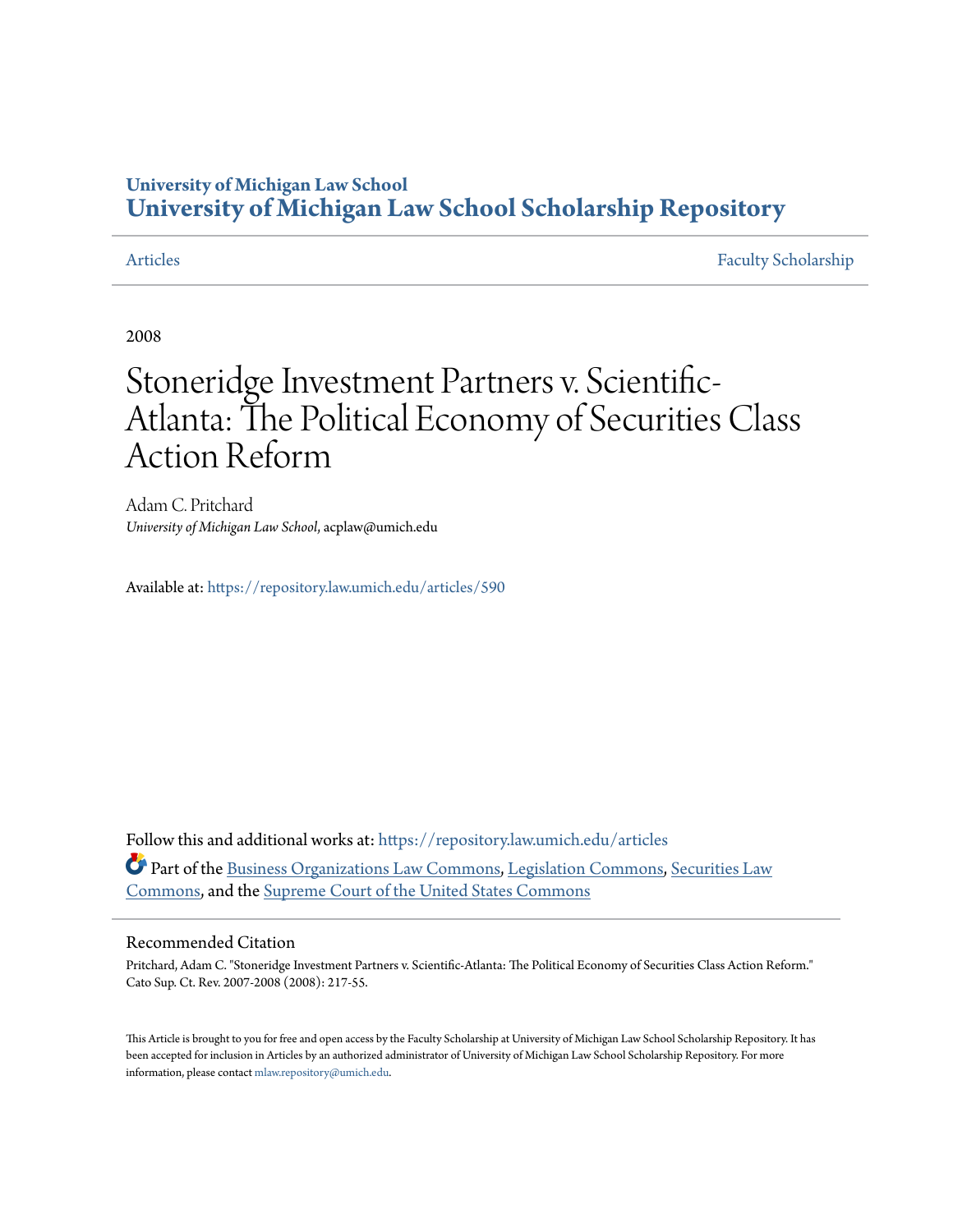# University of Michigan Law School
# University of Michigan Law School Scholarship Repository

Articles | Faculty Scholarship

2008

# Stoneridge Investment Partners v. Scientific-Atlanta: The Political Economy of Securities Class Action Reform

Adam C. Pritchard
*University of Michigan Law School*, acplaw@umich.edu

Available at: https://repository.law.umich.edu/articles/590

Follow this and additional works at: https://repository.law.umich.edu/articles

Part of the Business Organizations Law Commons, Legislation Commons, Securities Law Commons, and the Supreme Court of the United States Commons

## Recommended Citation

Pritchard, Adam C. "Stoneridge Investment Partners v. Scientific-Atlanta: The Political Economy of Securities Class Action Reform." Cato Sup. Ct. Rev. 2007-2008 (2008): 217-55.

This Article is brought to you for free and open access by the Faculty Scholarship at University of Michigan Law School Scholarship Repository. It has been accepted for inclusion in Articles by an authorized administrator of University of Michigan Law School Scholarship Repository. For more information, please contact mlaw.repository@umich.edu.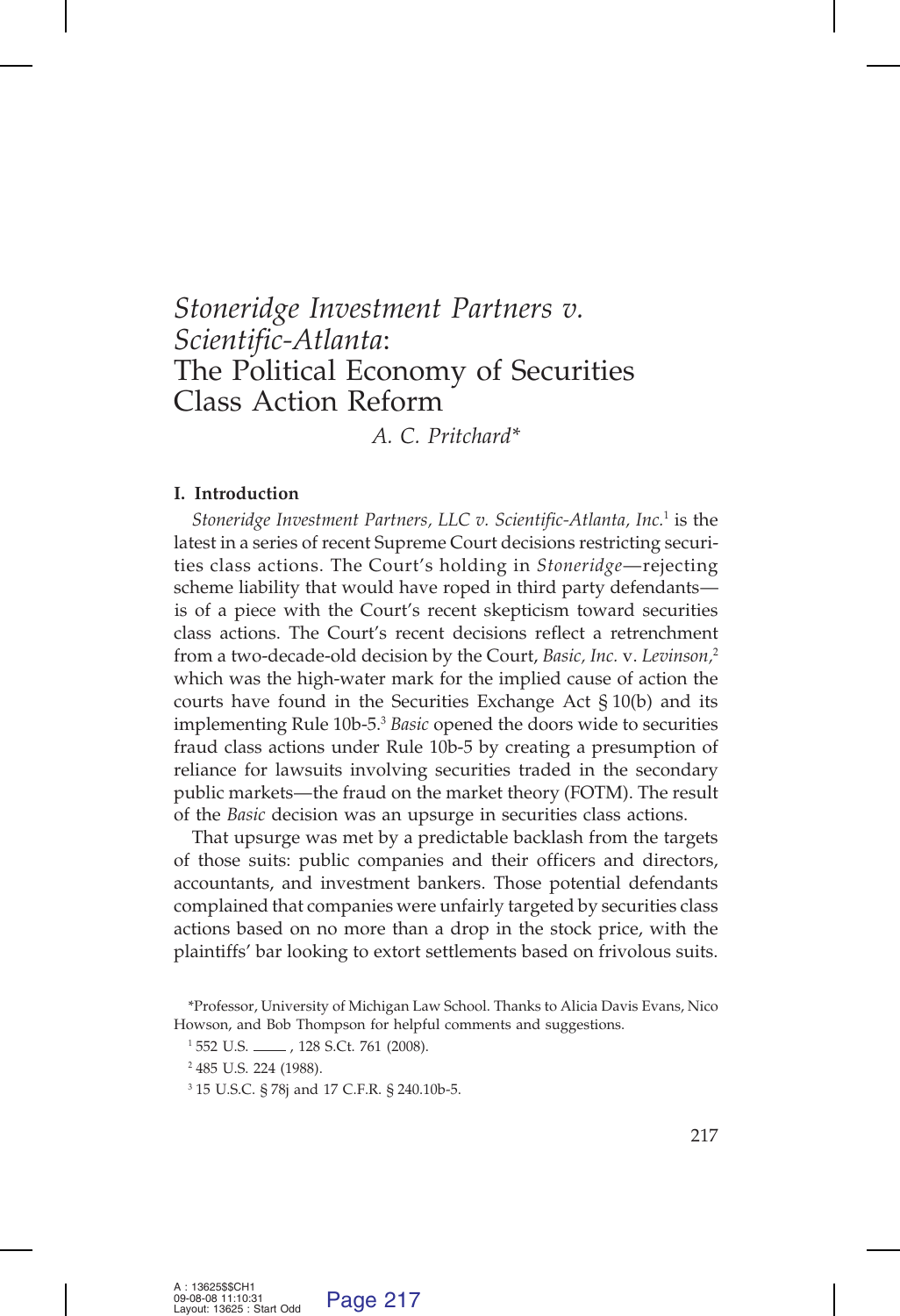# *Stoneridge Investment Partners v. Scientific-Atlanta*: The Political Economy of Securities Class Action Reform

*A. C. Pritchard**

## I. Introduction

*Stoneridge Investment Partners, LLC v. Scientific-Atlanta, Inc.*[1] is the latest in a series of recent Supreme Court decisions restricting securities class actions. The Court's holding in *Stoneridge*—rejecting scheme liability that would have roped in third party defendants—is of a piece with the Court's recent skepticism toward securities class actions. The Court's recent decisions reflect a retrenchment from a two-decade-old decision by the Court, *Basic, Inc.* v. *Levinson*,[2] which was the high-water mark for the implied cause of action the courts have found in the Securities Exchange Act § 10(b) and its implementing Rule 10b-5.[3] *Basic* opened the doors wide to securities fraud class actions under Rule 10b-5 by creating a presumption of reliance for lawsuits involving securities traded in the secondary public markets—the fraud on the market theory (FOTM). The result of the *Basic* decision was an upsurge in securities class actions.

That upsurge was met by a predictable backlash from the targets of those suits: public companies and their officers and directors, accountants, and investment bankers. Those potential defendants complained that companies were unfairly targeted by securities class actions based on no more than a drop in the stock price, with the plaintiffs' bar looking to extort settlements based on frivolous suits.

*Professor, University of Michigan Law School. Thanks to Alicia Davis Evans, Nico Howson, and Bob Thompson for helpful comments and suggestions.

[1] 552 U.S. \_\_\_\_\_, 128 S.Ct. 761 (2008).

[2] 485 U.S. 224 (1988).

[3] 15 U.S.C. § 78j and 17 C.F.R. § 240.10b-5.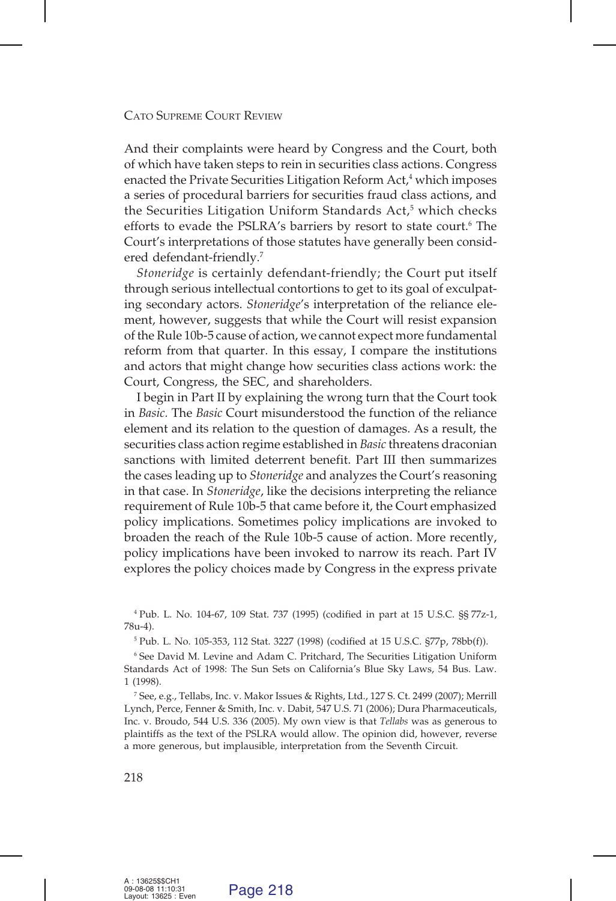And their complaints were heard by Congress and the Court, both of which have taken steps to rein in securities class actions. Congress enacted the Private Securities Litigation Reform Act,[4] which imposes a series of procedural barriers for securities fraud class actions, and the Securities Litigation Uniform Standards Act,[5] which checks efforts to evade the PSLRA's barriers by resort to state court.[6] The Court's interpretations of those statutes have generally been considered defendant-friendly.[7]

*Stoneridge* is certainly defendant-friendly; the Court put itself through serious intellectual contortions to get to its goal of exculpating secondary actors. *Stoneridge*'s interpretation of the reliance element, however, suggests that while the Court will resist expansion of the Rule 10b-5 cause of action, we cannot expect more fundamental reform from that quarter. In this essay, I compare the institutions and actors that might change how securities class actions work: the Court, Congress, the SEC, and shareholders.

I begin in Part II by explaining the wrong turn that the Court took in *Basic*. The *Basic* Court misunderstood the function of the reliance element and its relation to the question of damages. As a result, the securities class action regime established in *Basic* threatens draconian sanctions with limited deterrent benefit. Part III then summarizes the cases leading up to *Stoneridge* and analyzes the Court's reasoning in that case. In *Stoneridge*, like the decisions interpreting the reliance requirement of Rule 10b-5 that came before it, the Court emphasized policy implications. Sometimes policy implications are invoked to broaden the reach of the Rule 10b-5 cause of action. More recently, policy implications have been invoked to narrow its reach. Part IV explores the policy choices made by Congress in the express private

[4] Pub. L. No. 104-67, 109 Stat. 737 (1995) (codified in part at 15 U.S.C. §§ 77z-1, 78u-4).

[5] Pub. L. No. 105-353, 112 Stat. 3227 (1998) (codified at 15 U.S.C. §77p, 78bb(f)).

[6] See David M. Levine and Adam C. Pritchard, The Securities Litigation Uniform Standards Act of 1998: The Sun Sets on California's Blue Sky Laws, 54 Bus. Law. 1 (1998).

[7] See, e.g., Tellabs, Inc. v. Makor Issues & Rights, Ltd., 127 S. Ct. 2499 (2007); Merrill Lynch, Perce, Fenner & Smith, Inc. v. Dabit, 547 U.S. 71 (2006); Dura Pharmaceuticals, Inc. v. Broudo, 544 U.S. 336 (2005). My own view is that *Tellabs* was as generous to plaintiffs as the text of the PSLRA would allow. The opinion did, however, reverse a more generous, but implausible, interpretation from the Seventh Circuit.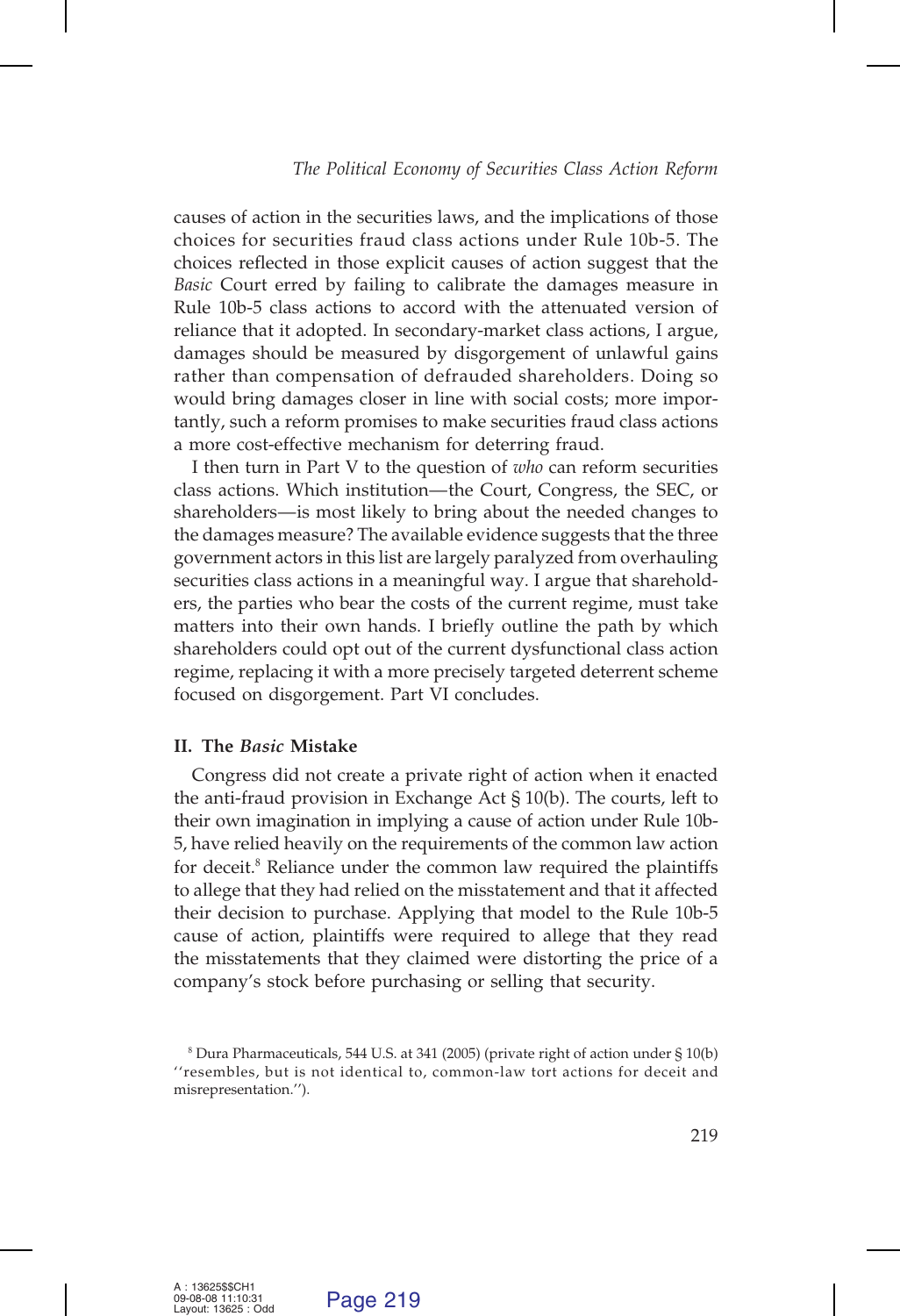causes of action in the securities laws, and the implications of those choices for securities fraud class actions under Rule 10b-5. The choices reflected in those explicit causes of action suggest that the *Basic* Court erred by failing to calibrate the damages measure in Rule 10b-5 class actions to accord with the attenuated version of reliance that it adopted. In secondary-market class actions, I argue, damages should be measured by disgorgement of unlawful gains rather than compensation of defrauded shareholders. Doing so would bring damages closer in line with social costs; more importantly, such a reform promises to make securities fraud class actions a more cost-effective mechanism for deterring fraud.

I then turn in Part V to the question of *who* can reform securities class actions. Which institution—the Court, Congress, the SEC, or shareholders—is most likely to bring about the needed changes to the damages measure? The available evidence suggests that the three government actors in this list are largely paralyzed from overhauling securities class actions in a meaningful way. I argue that shareholders, the parties who bear the costs of the current regime, must take matters into their own hands. I briefly outline the path by which shareholders could opt out of the current dysfunctional class action regime, replacing it with a more precisely targeted deterrent scheme focused on disgorgement. Part VI concludes.

## II. The *Basic* Mistake

Congress did not create a private right of action when it enacted the anti-fraud provision in Exchange Act § 10(b). The courts, left to their own imagination in implying a cause of action under Rule 10b-5, have relied heavily on the requirements of the common law action for deceit.[8] Reliance under the common law required the plaintiffs to allege that they had relied on the misstatement and that it affected their decision to purchase. Applying that model to the Rule 10b-5 cause of action, plaintiffs were required to allege that they read the misstatements that they claimed were distorting the price of a company's stock before purchasing or selling that security.

[8] Dura Pharmaceuticals, 544 U.S. at 341 (2005) (private right of action under § 10(b) ''resembles, but is not identical to, common-law tort actions for deceit and misrepresentation.'').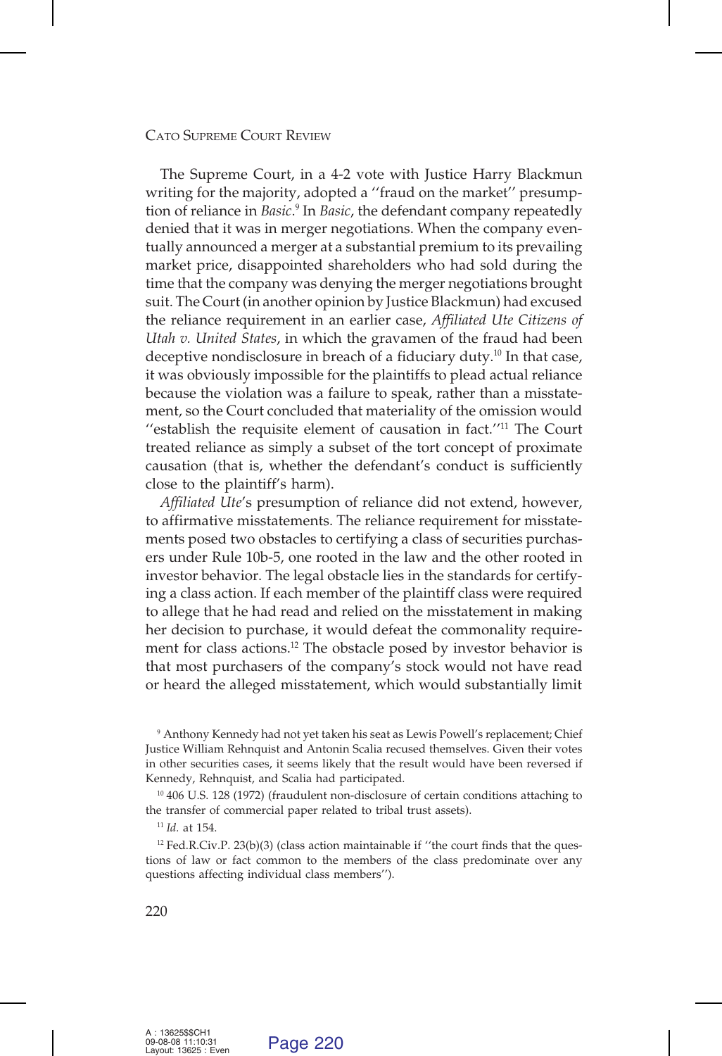The Supreme Court, in a 4-2 vote with Justice Harry Blackmun writing for the majority, adopted a ''fraud on the market'' presumption of reliance in *Basic*.[9] In *Basic*, the defendant company repeatedly denied that it was in merger negotiations. When the company eventually announced a merger at a substantial premium to its prevailing market price, disappointed shareholders who had sold during the time that the company was denying the merger negotiations brought suit. The Court (in another opinion by Justice Blackmun) had excused the reliance requirement in an earlier case, *Affiliated Ute Citizens of Utah v. United States*, in which the gravamen of the fraud had been deceptive nondisclosure in breach of a fiduciary duty.[10] In that case, it was obviously impossible for the plaintiffs to plead actual reliance because the violation was a failure to speak, rather than a misstatement, so the Court concluded that materiality of the omission would ''establish the requisite element of causation in fact.''[11] The Court treated reliance as simply a subset of the tort concept of proximate causation (that is, whether the defendant's conduct is sufficiently close to the plaintiff's harm).

*Affiliated Ute*'s presumption of reliance did not extend, however, to affirmative misstatements. The reliance requirement for misstatements posed two obstacles to certifying a class of securities purchasers under Rule 10b-5, one rooted in the law and the other rooted in investor behavior. The legal obstacle lies in the standards for certifying a class action. If each member of the plaintiff class were required to allege that he had read and relied on the misstatement in making her decision to purchase, it would defeat the commonality requirement for class actions.[12] The obstacle posed by investor behavior is that most purchasers of the company's stock would not have read or heard the alleged misstatement, which would substantially limit

---

[9] Anthony Kennedy had not yet taken his seat as Lewis Powell's replacement; Chief Justice William Rehnquist and Antonin Scalia recused themselves. Given their votes in other securities cases, it seems likely that the result would have been reversed if Kennedy, Rehnquist, and Scalia had participated.

[10] 406 U.S. 128 (1972) (fraudulent non-disclosure of certain conditions attaching to the transfer of commercial paper related to tribal trust assets).

[11] *Id.* at 154.

[12] Fed.R.Civ.P. 23(b)(3) (class action maintainable if ''the court finds that the questions of law or fact common to the members of the class predominate over any questions affecting individual class members'').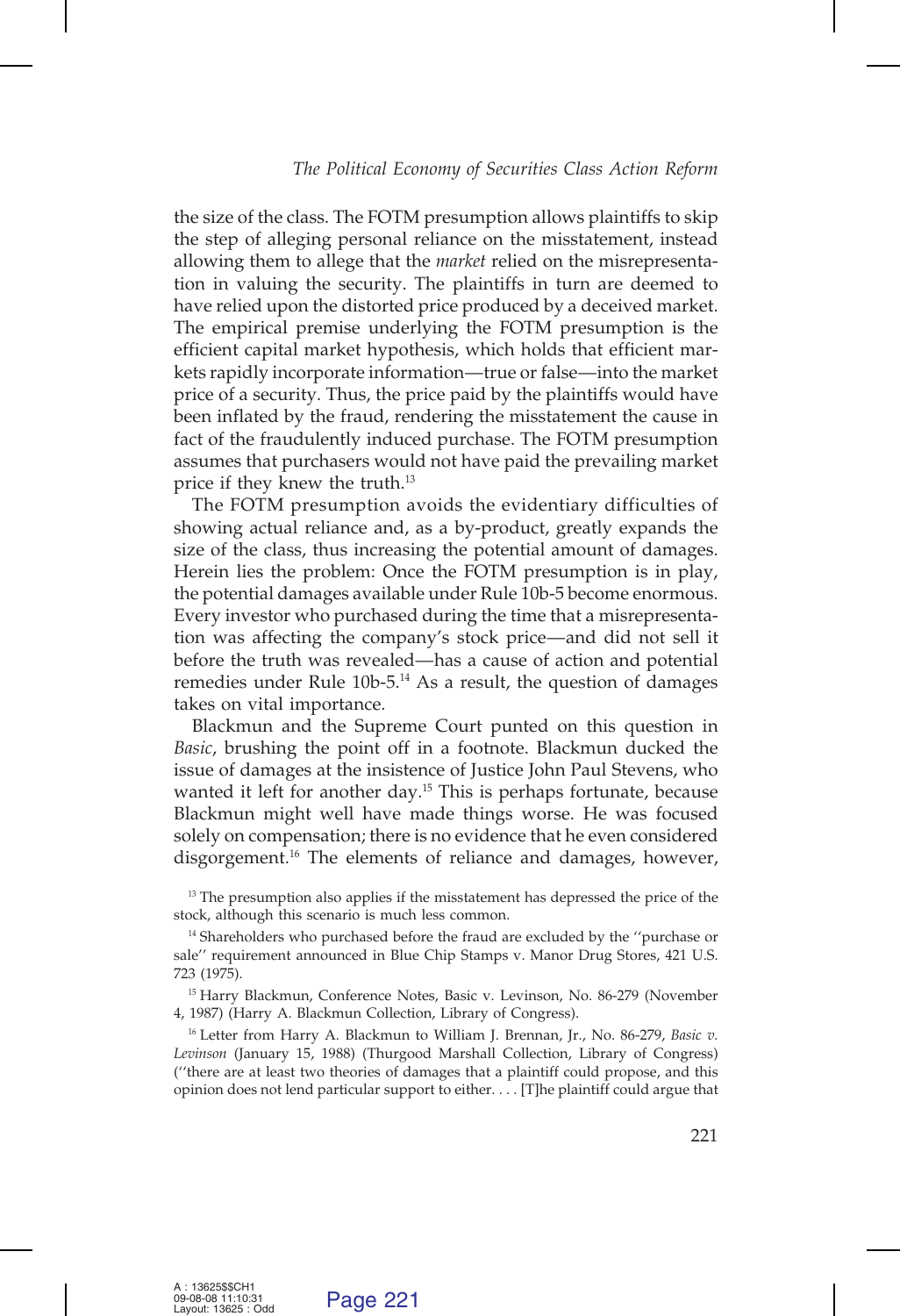the size of the class. The FOTM presumption allows plaintiffs to skip the step of alleging personal reliance on the misstatement, instead allowing them to allege that the *market* relied on the misrepresentation in valuing the security. The plaintiffs in turn are deemed to have relied upon the distorted price produced by a deceived market. The empirical premise underlying the FOTM presumption is the efficient capital market hypothesis, which holds that efficient markets rapidly incorporate information—true or false—into the market price of a security. Thus, the price paid by the plaintiffs would have been inflated by the fraud, rendering the misstatement the cause in fact of the fraudulently induced purchase. The FOTM presumption assumes that purchasers would not have paid the prevailing market price if they knew the truth.[13]

The FOTM presumption avoids the evidentiary difficulties of showing actual reliance and, as a by-product, greatly expands the size of the class, thus increasing the potential amount of damages. Herein lies the problem: Once the FOTM presumption is in play, the potential damages available under Rule 10b-5 become enormous. Every investor who purchased during the time that a misrepresentation was affecting the company's stock price—and did not sell it before the truth was revealed—has a cause of action and potential remedies under Rule 10b-5.[14] As a result, the question of damages takes on vital importance.

Blackmun and the Supreme Court punted on this question in *Basic*, brushing the point off in a footnote. Blackmun ducked the issue of damages at the insistence of Justice John Paul Stevens, who wanted it left for another day.[15] This is perhaps fortunate, because Blackmun might well have made things worse. He was focused solely on compensation; there is no evidence that he even considered disgorgement.[16] The elements of reliance and damages, however,

---

[13] The presumption also applies if the misstatement has depressed the price of the stock, although this scenario is much less common.

[14] Shareholders who purchased before the fraud are excluded by the ''purchase or sale'' requirement announced in Blue Chip Stamps v. Manor Drug Stores, 421 U.S. 723 (1975).

[15] Harry Blackmun, Conference Notes, Basic v. Levinson, No. 86-279 (November 4, 1987) (Harry A. Blackmun Collection, Library of Congress).

[16] Letter from Harry A. Blackmun to William J. Brennan, Jr., No. 86-279, *Basic v. Levinson* (January 15, 1988) (Thurgood Marshall Collection, Library of Congress) (''there are at least two theories of damages that a plaintiff could propose, and this opinion does not lend particular support to either. . . . [T]he plaintiff could argue that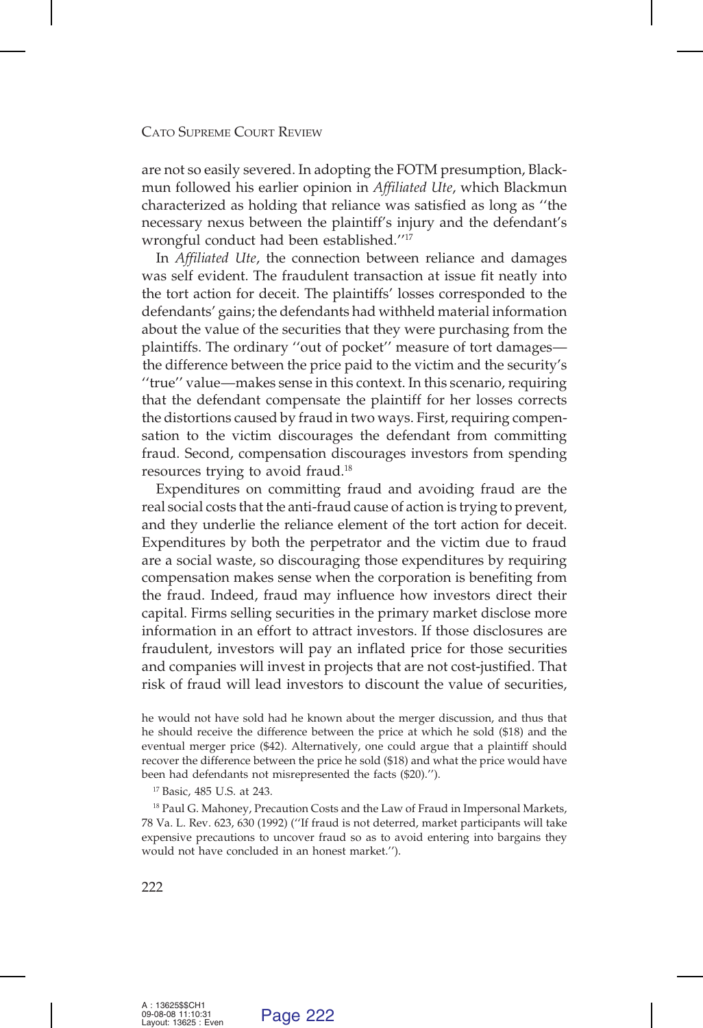are not so easily severed. In adopting the FOTM presumption, Blackmun followed his earlier opinion in *Affiliated Ute*, which Blackmun characterized as holding that reliance was satisfied as long as ''the necessary nexus between the plaintiff's injury and the defendant's wrongful conduct had been established.''[17]

In *Affiliated Ute*, the connection between reliance and damages was self evident. The fraudulent transaction at issue fit neatly into the tort action for deceit. The plaintiffs' losses corresponded to the defendants' gains; the defendants had withheld material information about the value of the securities that they were purchasing from the plaintiffs. The ordinary ''out of pocket'' measure of tort damages—the difference between the price paid to the victim and the security's ''true'' value—makes sense in this context. In this scenario, requiring that the defendant compensate the plaintiff for her losses corrects the distortions caused by fraud in two ways. First, requiring compensation to the victim discourages the defendant from committing fraud. Second, compensation discourages investors from spending resources trying to avoid fraud.[18]

Expenditures on committing fraud and avoiding fraud are the real social costs that the anti-fraud cause of action is trying to prevent, and they underlie the reliance element of the tort action for deceit. Expenditures by both the perpetrator and the victim due to fraud are a social waste, so discouraging those expenditures by requiring compensation makes sense when the corporation is benefiting from the fraud. Indeed, fraud may influence how investors direct their capital. Firms selling securities in the primary market disclose more information in an effort to attract investors. If those disclosures are fraudulent, investors will pay an inflated price for those securities and companies will invest in projects that are not cost-justified. That risk of fraud will lead investors to discount the value of securities,

he would not have sold had he known about the merger discussion, and thus that he should receive the difference between the price at which he sold ($18) and the eventual merger price ($42). Alternatively, one could argue that a plaintiff should recover the difference between the price he sold ($18) and what the price would have been had defendants not misrepresented the facts ($20).'').

[17] Basic, 485 U.S. at 243.

[18] Paul G. Mahoney, Precaution Costs and the Law of Fraud in Impersonal Markets, 78 Va. L. Rev. 623, 630 (1992) (''If fraud is not deterred, market participants will take expensive precautions to uncover fraud so as to avoid entering into bargains they would not have concluded in an honest market.'').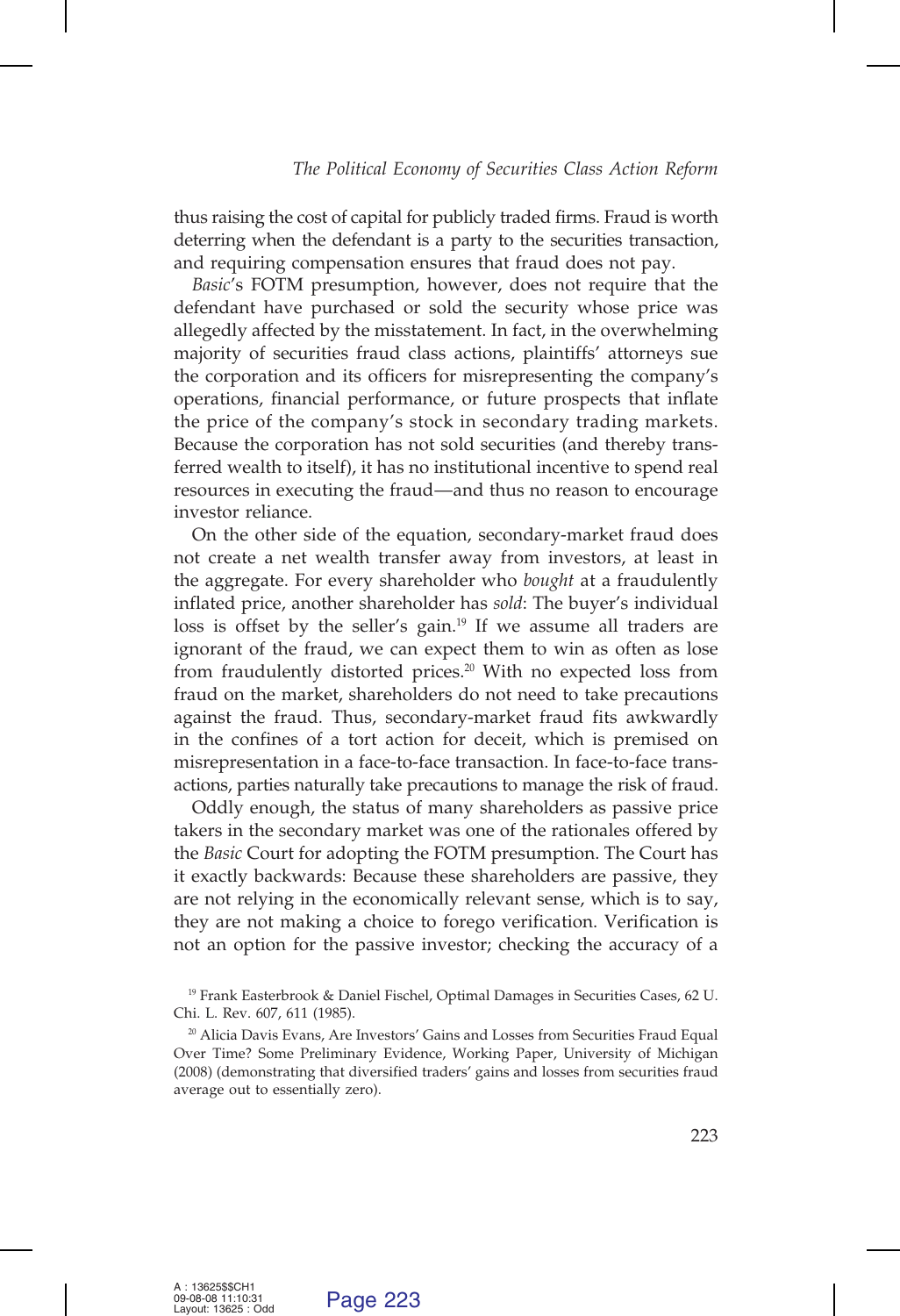thus raising the cost of capital for publicly traded firms. Fraud is worth deterring when the defendant is a party to the securities transaction, and requiring compensation ensures that fraud does not pay.

*Basic*'s FOTM presumption, however, does not require that the defendant have purchased or sold the security whose price was allegedly affected by the misstatement. In fact, in the overwhelming majority of securities fraud class actions, plaintiffs' attorneys sue the corporation and its officers for misrepresenting the company's operations, financial performance, or future prospects that inflate the price of the company's stock in secondary trading markets. Because the corporation has not sold securities (and thereby transferred wealth to itself), it has no institutional incentive to spend real resources in executing the fraud—and thus no reason to encourage investor reliance.

On the other side of the equation, secondary-market fraud does not create a net wealth transfer away from investors, at least in the aggregate. For every shareholder who *bought* at a fraudulently inflated price, another shareholder has *sold*: The buyer's individual loss is offset by the seller's gain.[19] If we assume all traders are ignorant of the fraud, we can expect them to win as often as lose from fraudulently distorted prices.[20] With no expected loss from fraud on the market, shareholders do not need to take precautions against the fraud. Thus, secondary-market fraud fits awkwardly in the confines of a tort action for deceit, which is premised on misrepresentation in a face-to-face transaction. In face-to-face transactions, parties naturally take precautions to manage the risk of fraud.

Oddly enough, the status of many shareholders as passive price takers in the secondary market was one of the rationales offered by the *Basic* Court for adopting the FOTM presumption. The Court has it exactly backwards: Because these shareholders are passive, they are not relying in the economically relevant sense, which is to say, they are not making a choice to forego verification. Verification is not an option for the passive investor; checking the accuracy of a

[19] Frank Easterbrook & Daniel Fischel, Optimal Damages in Securities Cases, 62 U. Chi. L. Rev. 607, 611 (1985).

[20] Alicia Davis Evans, Are Investors' Gains and Losses from Securities Fraud Equal Over Time? Some Preliminary Evidence, Working Paper, University of Michigan (2008) (demonstrating that diversified traders' gains and losses from securities fraud average out to essentially zero).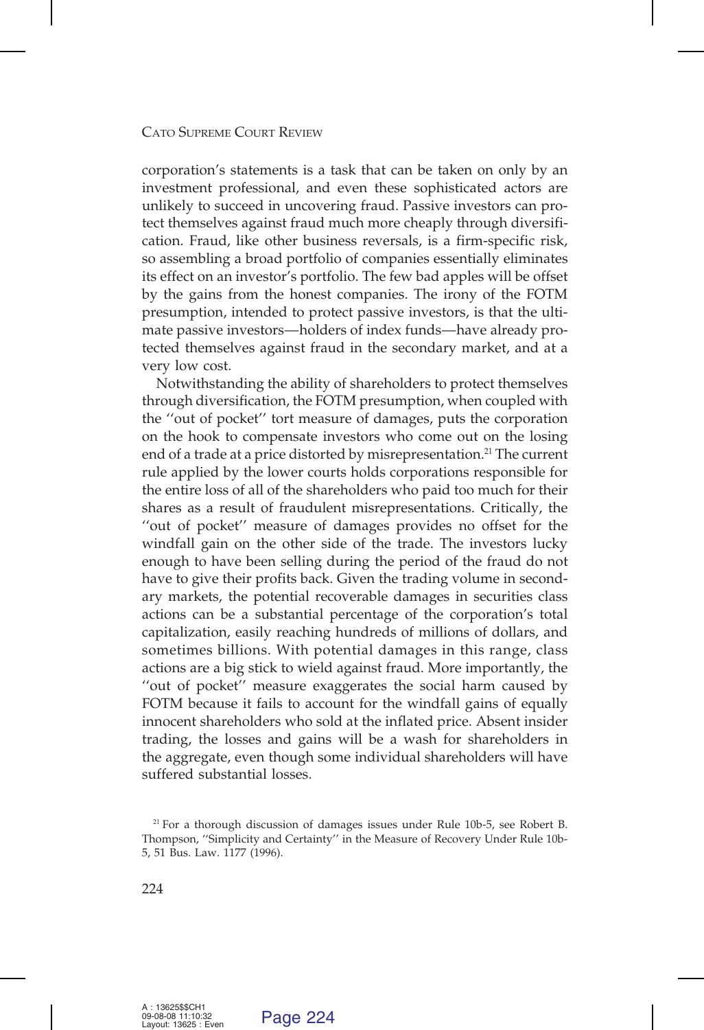corporation's statements is a task that can be taken on only by an investment professional, and even these sophisticated actors are unlikely to succeed in uncovering fraud. Passive investors can protect themselves against fraud much more cheaply through diversification. Fraud, like other business reversals, is a firm-specific risk, so assembling a broad portfolio of companies essentially eliminates its effect on an investor's portfolio. The few bad apples will be offset by the gains from the honest companies. The irony of the FOTM presumption, intended to protect passive investors, is that the ultimate passive investors—holders of index funds—have already protected themselves against fraud in the secondary market, and at a very low cost.

Notwithstanding the ability of shareholders to protect themselves through diversification, the FOTM presumption, when coupled with the "out of pocket" tort measure of damages, puts the corporation on the hook to compensate investors who come out on the losing end of a trade at a price distorted by misrepresentation.[21] The current rule applied by the lower courts holds corporations responsible for the entire loss of all of the shareholders who paid too much for their shares as a result of fraudulent misrepresentations. Critically, the "out of pocket" measure of damages provides no offset for the windfall gain on the other side of the trade. The investors lucky enough to have been selling during the period of the fraud do not have to give their profits back. Given the trading volume in secondary markets, the potential recoverable damages in securities class actions can be a substantial percentage of the corporation's total capitalization, easily reaching hundreds of millions of dollars, and sometimes billions. With potential damages in this range, class actions are a big stick to wield against fraud. More importantly, the "out of pocket" measure exaggerates the social harm caused by FOTM because it fails to account for the windfall gains of equally innocent shareholders who sold at the inflated price. Absent insider trading, the losses and gains will be a wash for shareholders in the aggregate, even though some individual shareholders will have suffered substantial losses.

[21] For a thorough discussion of damages issues under Rule 10b-5, see Robert B. Thompson, "Simplicity and Certainty" in the Measure of Recovery Under Rule 10b-5, 51 Bus. Law. 1177 (1996).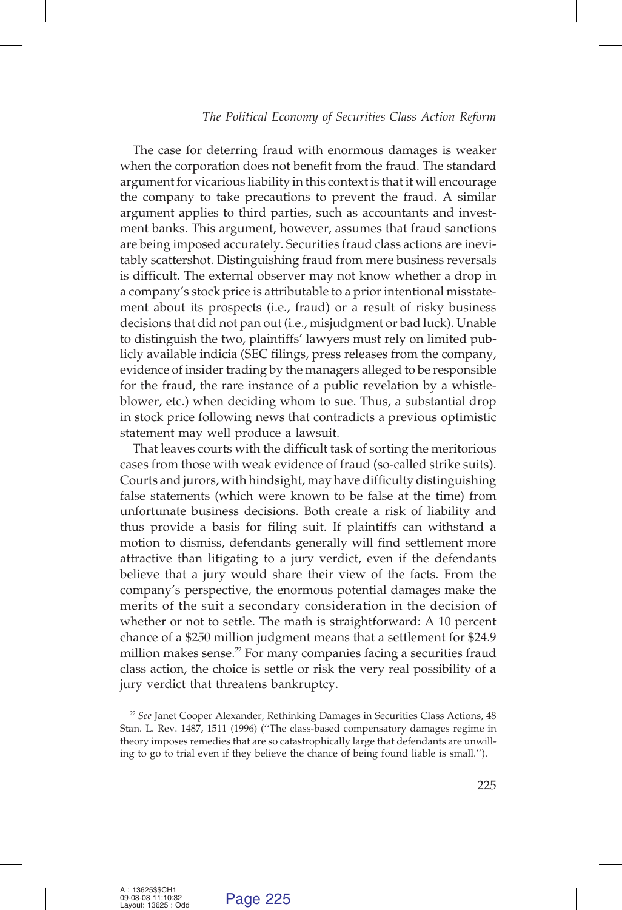The case for deterring fraud with enormous damages is weaker when the corporation does not benefit from the fraud. The standard argument for vicarious liability in this context is that it will encourage the company to take precautions to prevent the fraud. A similar argument applies to third parties, such as accountants and investment banks. This argument, however, assumes that fraud sanctions are being imposed accurately. Securities fraud class actions are inevitably scattershot. Distinguishing fraud from mere business reversals is difficult. The external observer may not know whether a drop in a company's stock price is attributable to a prior intentional misstatement about its prospects (i.e., fraud) or a result of risky business decisions that did not pan out (i.e., misjudgment or bad luck). Unable to distinguish the two, plaintiffs' lawyers must rely on limited publicly available indicia (SEC filings, press releases from the company, evidence of insider trading by the managers alleged to be responsible for the fraud, the rare instance of a public revelation by a whistleblower, etc.) when deciding whom to sue. Thus, a substantial drop in stock price following news that contradicts a previous optimistic statement may well produce a lawsuit.

That leaves courts with the difficult task of sorting the meritorious cases from those with weak evidence of fraud (so-called strike suits). Courts and jurors, with hindsight, may have difficulty distinguishing false statements (which were known to be false at the time) from unfortunate business decisions. Both create a risk of liability and thus provide a basis for filing suit. If plaintiffs can withstand a motion to dismiss, defendants generally will find settlement more attractive than litigating to a jury verdict, even if the defendants believe that a jury would share their view of the facts. From the company's perspective, the enormous potential damages make the merits of the suit a secondary consideration in the decision of whether or not to settle. The math is straightforward: A 10 percent chance of a $250 million judgment means that a settlement for $24.9 million makes sense.[22] For many companies facing a securities fraud class action, the choice is settle or risk the very real possibility of a jury verdict that threatens bankruptcy.

[22] *See* Janet Cooper Alexander, Rethinking Damages in Securities Class Actions, 48 Stan. L. Rev. 1487, 1511 (1996) (''The class-based compensatory damages regime in theory imposes remedies that are so catastrophically large that defendants are unwilling to go to trial even if they believe the chance of being found liable is small.'').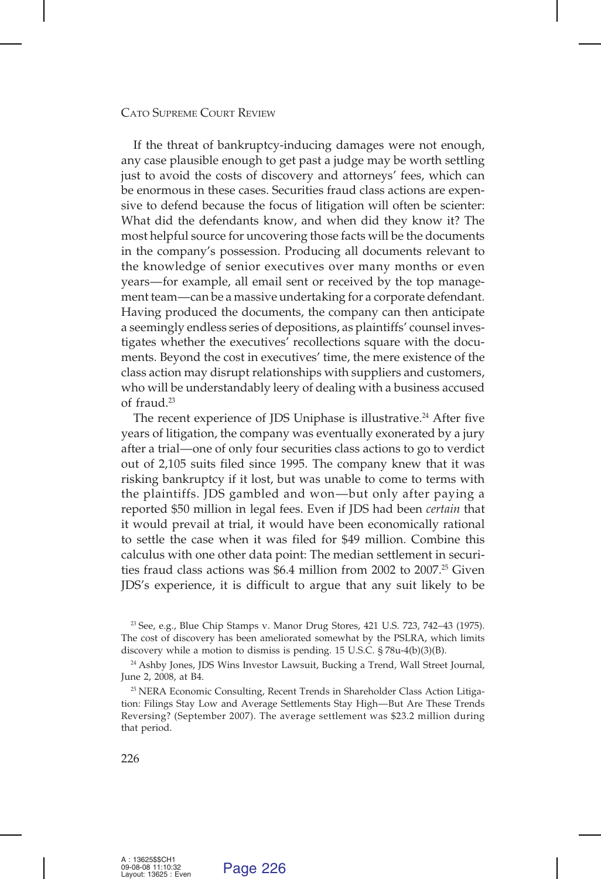If the threat of bankruptcy-inducing damages were not enough, any case plausible enough to get past a judge may be worth settling just to avoid the costs of discovery and attorneys' fees, which can be enormous in these cases. Securities fraud class actions are expensive to defend because the focus of litigation will often be scienter: What did the defendants know, and when did they know it? The most helpful source for uncovering those facts will be the documents in the company's possession. Producing all documents relevant to the knowledge of senior executives over many months or even years—for example, all email sent or received by the top management team—can be a massive undertaking for a corporate defendant. Having produced the documents, the company can then anticipate a seemingly endless series of depositions, as plaintiffs' counsel investigates whether the executives' recollections square with the documents. Beyond the cost in executives' time, the mere existence of the class action may disrupt relationships with suppliers and customers, who will be understandably leery of dealing with a business accused of fraud.[23]

The recent experience of JDS Uniphase is illustrative.[24] After five years of litigation, the company was eventually exonerated by a jury after a trial—one of only four securities class actions to go to verdict out of 2,105 suits filed since 1995. The company knew that it was risking bankruptcy if it lost, but was unable to come to terms with the plaintiffs. JDS gambled and won—but only after paying a reported \$50 million in legal fees. Even if JDS had been *certain* that it would prevail at trial, it would have been economically rational to settle the case when it was filed for \$49 million. Combine this calculus with one other data point: The median settlement in securities fraud class actions was \$6.4 million from 2002 to 2007.[25] Given JDS's experience, it is difficult to argue that any suit likely to be

[23] See, e.g., Blue Chip Stamps v. Manor Drug Stores, 421 U.S. 723, 742–43 (1975). The cost of discovery has been ameliorated somewhat by the PSLRA, which limits discovery while a motion to dismiss is pending. 15 U.S.C. § 78u-4(b)(3)(B).

[24] Ashby Jones, JDS Wins Investor Lawsuit, Bucking a Trend, Wall Street Journal, June 2, 2008, at B4.

[25] NERA Economic Consulting, Recent Trends in Shareholder Class Action Litigation: Filings Stay Low and Average Settlements Stay High—But Are These Trends Reversing? (September 2007). The average settlement was \$23.2 million during that period.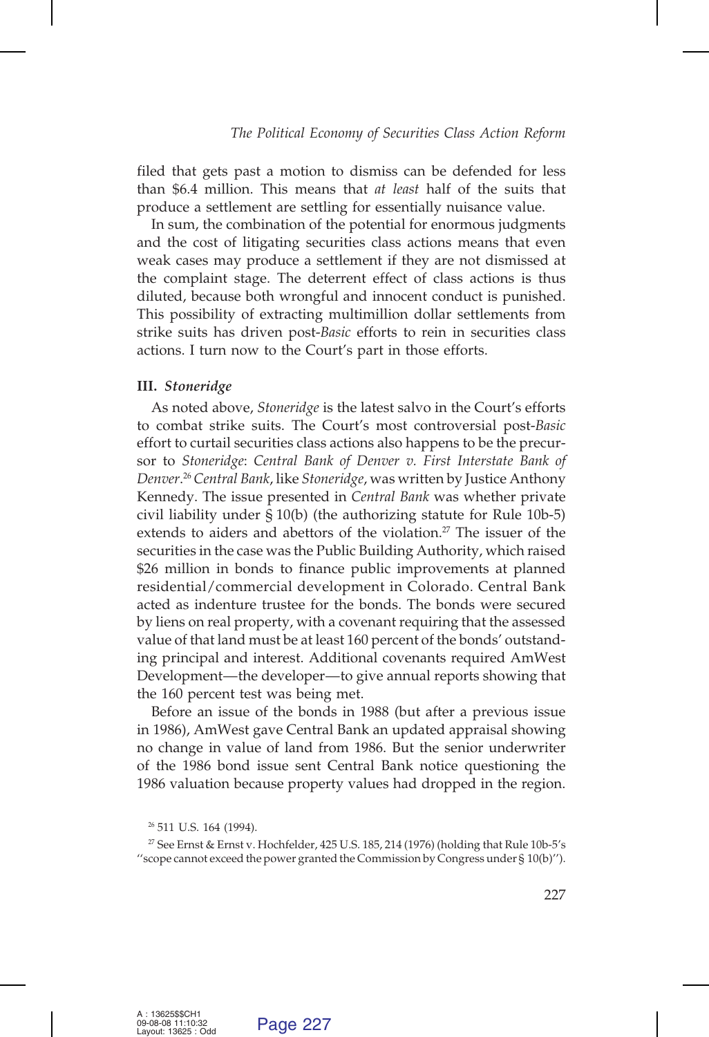filed that gets past a motion to dismiss can be defended for less than $6.4 million. This means that *at least* half of the suits that produce a settlement are settling for essentially nuisance value.

In sum, the combination of the potential for enormous judgments and the cost of litigating securities class actions means that even weak cases may produce a settlement if they are not dismissed at the complaint stage. The deterrent effect of class actions is thus diluted, because both wrongful and innocent conduct is punished. This possibility of extracting multimillion dollar settlements from strike suits has driven post-*Basic* efforts to rein in securities class actions. I turn now to the Court's part in those efforts.

### III. *Stoneridge*

As noted above, *Stoneridge* is the latest salvo in the Court's efforts to combat strike suits. The Court's most controversial post-*Basic* effort to curtail securities class actions also happens to be the precursor to *Stoneridge*: *Central Bank of Denver v. First Interstate Bank of Denver*.[26] *Central Bank*, like *Stoneridge*, was written by Justice Anthony Kennedy. The issue presented in *Central Bank* was whether private civil liability under § 10(b) (the authorizing statute for Rule 10b-5) extends to aiders and abettors of the violation.[27] The issuer of the securities in the case was the Public Building Authority, which raised $26 million in bonds to finance public improvements at planned residential/commercial development in Colorado. Central Bank acted as indenture trustee for the bonds. The bonds were secured by liens on real property, with a covenant requiring that the assessed value of that land must be at least 160 percent of the bonds' outstanding principal and interest. Additional covenants required AmWest Development—the developer—to give annual reports showing that the 160 percent test was being met.

Before an issue of the bonds in 1988 (but after a previous issue in 1986), AmWest gave Central Bank an updated appraisal showing no change in value of land from 1986. But the senior underwriter of the 1986 bond issue sent Central Bank notice questioning the 1986 valuation because property values had dropped in the region.

[26] 511 U.S. 164 (1994).

[27] See Ernst & Ernst v. Hochfelder, 425 U.S. 185, 214 (1976) (holding that Rule 10b-5's ''scope cannot exceed the power granted the Commission by Congress under § 10(b)'').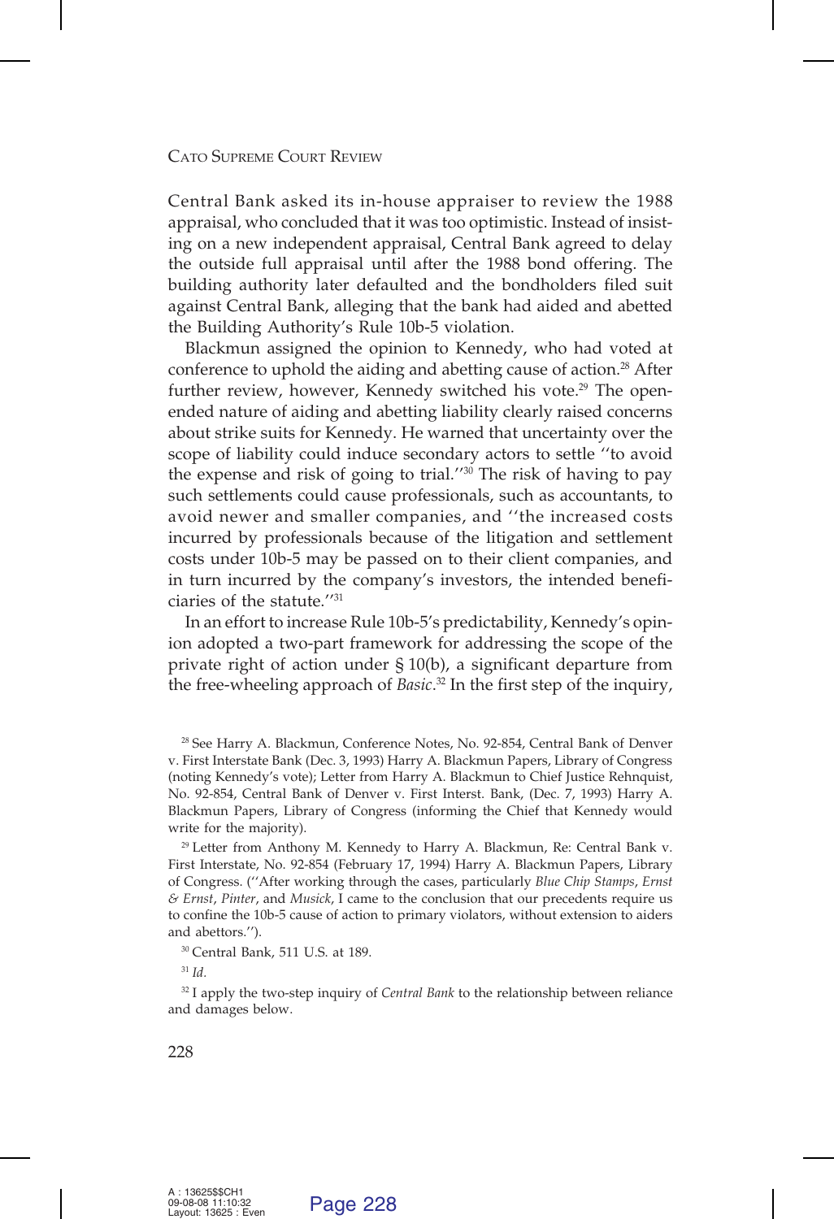Central Bank asked its in-house appraiser to review the 1988 appraisal, who concluded that it was too optimistic. Instead of insisting on a new independent appraisal, Central Bank agreed to delay the outside full appraisal until after the 1988 bond offering. The building authority later defaulted and the bondholders filed suit against Central Bank, alleging that the bank had aided and abetted the Building Authority's Rule 10b-5 violation.

Blackmun assigned the opinion to Kennedy, who had voted at conference to uphold the aiding and abetting cause of action.[28] After further review, however, Kennedy switched his vote.[29] The open-ended nature of aiding and abetting liability clearly raised concerns about strike suits for Kennedy. He warned that uncertainty over the scope of liability could induce secondary actors to settle ''to avoid the expense and risk of going to trial.''[30] The risk of having to pay such settlements could cause professionals, such as accountants, to avoid newer and smaller companies, and ''the increased costs incurred by professionals because of the litigation and settlement costs under 10b-5 may be passed on to their client companies, and in turn incurred by the company's investors, the intended beneficiaries of the statute.''[31]

In an effort to increase Rule 10b-5's predictability, Kennedy's opinion adopted a two-part framework for addressing the scope of the private right of action under § 10(b), a significant departure from the free-wheeling approach of *Basic*.[32] In the first step of the inquiry,

[28] See Harry A. Blackmun, Conference Notes, No. 92-854, Central Bank of Denver v. First Interstate Bank (Dec. 3, 1993) Harry A. Blackmun Papers, Library of Congress (noting Kennedy's vote); Letter from Harry A. Blackmun to Chief Justice Rehnquist, No. 92-854, Central Bank of Denver v. First Interst. Bank, (Dec. 7, 1993) Harry A. Blackmun Papers, Library of Congress (informing the Chief that Kennedy would write for the majority).

[29] Letter from Anthony M. Kennedy to Harry A. Blackmun, Re: Central Bank v. First Interstate, No. 92-854 (February 17, 1994) Harry A. Blackmun Papers, Library of Congress. (''After working through the cases, particularly *Blue Chip Stamps*, *Ernst & Ernst*, *Pinter*, and *Musick*, I came to the conclusion that our precedents require us to confine the 10b-5 cause of action to primary violators, without extension to aiders and abettors.'').

[30] Central Bank, 511 U.S. at 189.

[31] *Id.*

[32] I apply the two-step inquiry of *Central Bank* to the relationship between reliance and damages below.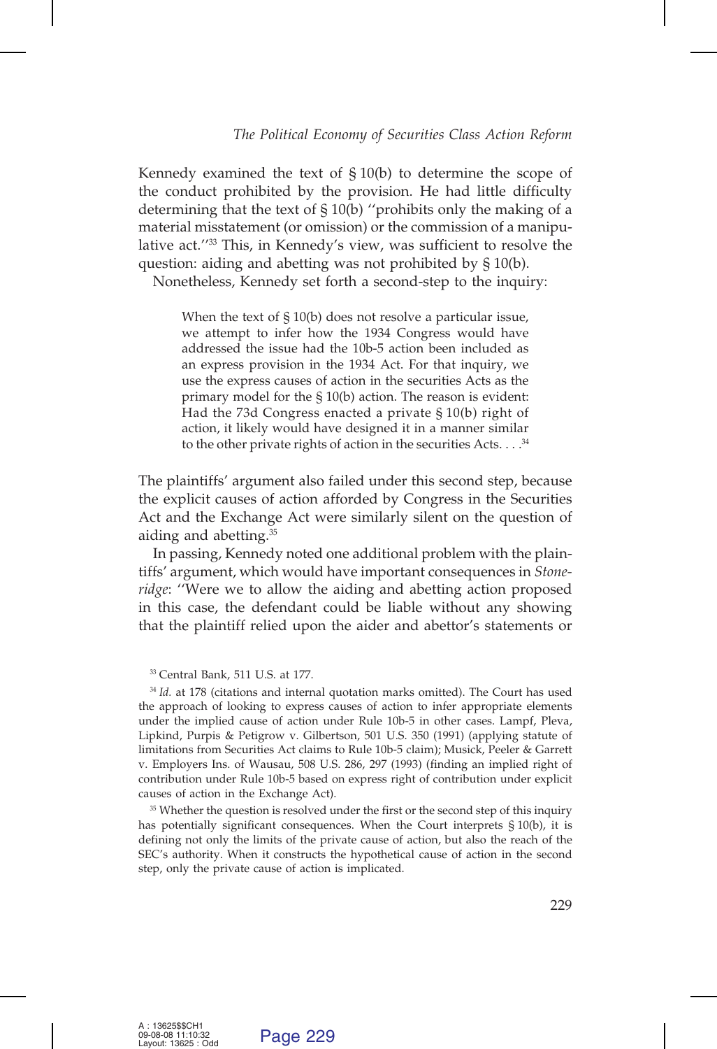Kennedy examined the text of § 10(b) to determine the scope of the conduct prohibited by the provision. He had little difficulty determining that the text of § 10(b) ''prohibits only the making of a material misstatement (or omission) or the commission of a manipulative act.''[33] This, in Kennedy's view, was sufficient to resolve the question: aiding and abetting was not prohibited by § 10(b).

Nonetheless, Kennedy set forth a second-step to the inquiry:

> When the text of § 10(b) does not resolve a particular issue, we attempt to infer how the 1934 Congress would have addressed the issue had the 10b-5 action been included as an express provision in the 1934 Act. For that inquiry, we use the express causes of action in the securities Acts as the primary model for the § 10(b) action. The reason is evident: Had the 73d Congress enacted a private § 10(b) right of action, it likely would have designed it in a manner similar to the other private rights of action in the securities Acts. . . .[34]

The plaintiffs' argument also failed under this second step, because the explicit causes of action afforded by Congress in the Securities Act and the Exchange Act were similarly silent on the question of aiding and abetting.[35]

In passing, Kennedy noted one additional problem with the plaintiffs' argument, which would have important consequences in *Stoneridge*: ''Were we to allow the aiding and abetting action proposed in this case, the defendant could be liable without any showing that the plaintiff relied upon the aider and abettor's statements or

---

[33] Central Bank, 511 U.S. at 177.

[34] *Id.* at 178 (citations and internal quotation marks omitted). The Court has used the approach of looking to express causes of action to infer appropriate elements under the implied cause of action under Rule 10b-5 in other cases. Lampf, Pleva, Lipkind, Purpis & Petigrow v. Gilbertson, 501 U.S. 350 (1991) (applying statute of limitations from Securities Act claims to Rule 10b-5 claim); Musick, Peeler & Garrett v. Employers Ins. of Wausau, 508 U.S. 286, 297 (1993) (finding an implied right of contribution under Rule 10b-5 based on express right of contribution under explicit causes of action in the Exchange Act).

[35] Whether the question is resolved under the first or the second step of this inquiry has potentially significant consequences. When the Court interprets § 10(b), it is defining not only the limits of the private cause of action, but also the reach of the SEC's authority. When it constructs the hypothetical cause of action in the second step, only the private cause of action is implicated.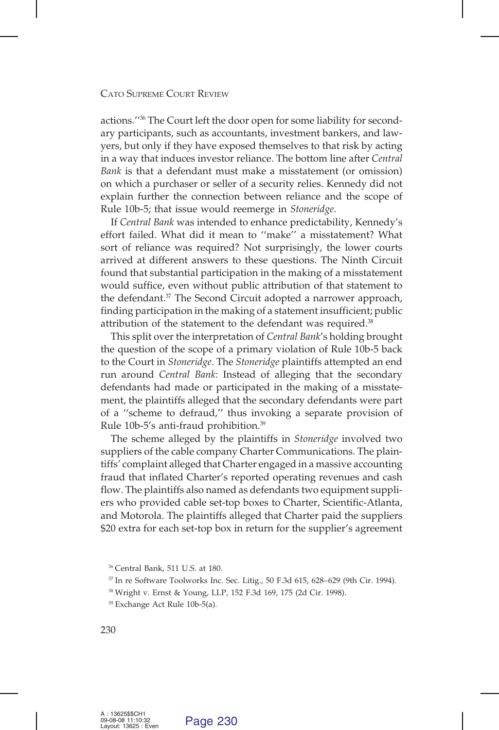actions.''[36] The Court left the door open for some liability for secondary participants, such as accountants, investment bankers, and lawyers, but only if they have exposed themselves to that risk by acting in a way that induces investor reliance. The bottom line after *Central Bank* is that a defendant must make a misstatement (or omission) on which a purchaser or seller of a security relies. Kennedy did not explain further the connection between reliance and the scope of Rule 10b-5; that issue would reemerge in *Stoneridge*.

If *Central Bank* was intended to enhance predictability, Kennedy's effort failed. What did it mean to ''make'' a misstatement? What sort of reliance was required? Not surprisingly, the lower courts arrived at different answers to these questions. The Ninth Circuit found that substantial participation in the making of a misstatement would suffice, even without public attribution of that statement to the defendant.[37] The Second Circuit adopted a narrower approach, finding participation in the making of a statement insufficient; public attribution of the statement to the defendant was required.[38]

This split over the interpretation of *Central Bank*'s holding brought the question of the scope of a primary violation of Rule 10b-5 back to the Court in *Stoneridge*. The *Stoneridge* plaintiffs attempted an end run around *Central Bank*: Instead of alleging that the secondary defendants had made or participated in the making of a misstatement, the plaintiffs alleged that the secondary defendants were part of a ''scheme to defraud,'' thus invoking a separate provision of Rule 10b-5's anti-fraud prohibition.[39]

The scheme alleged by the plaintiffs in *Stoneridge* involved two suppliers of the cable company Charter Communications. The plaintiffs' complaint alleged that Charter engaged in a massive accounting fraud that inflated Charter's reported operating revenues and cash flow. The plaintiffs also named as defendants two equipment suppliers who provided cable set-top boxes to Charter, Scientific-Atlanta, and Motorola. The plaintiffs alleged that Charter paid the suppliers $20 extra for each set-top box in return for the supplier's agreement

[36] Central Bank, 511 U.S. at 180.

[37] In re Software Toolworks Inc. Sec. Litig., 50 F.3d 615, 628–629 (9th Cir. 1994).

[38] Wright v. Ernst & Young, LLP, 152 F.3d 169, 175 (2d Cir. 1998).

[39] Exchange Act Rule 10b-5(a).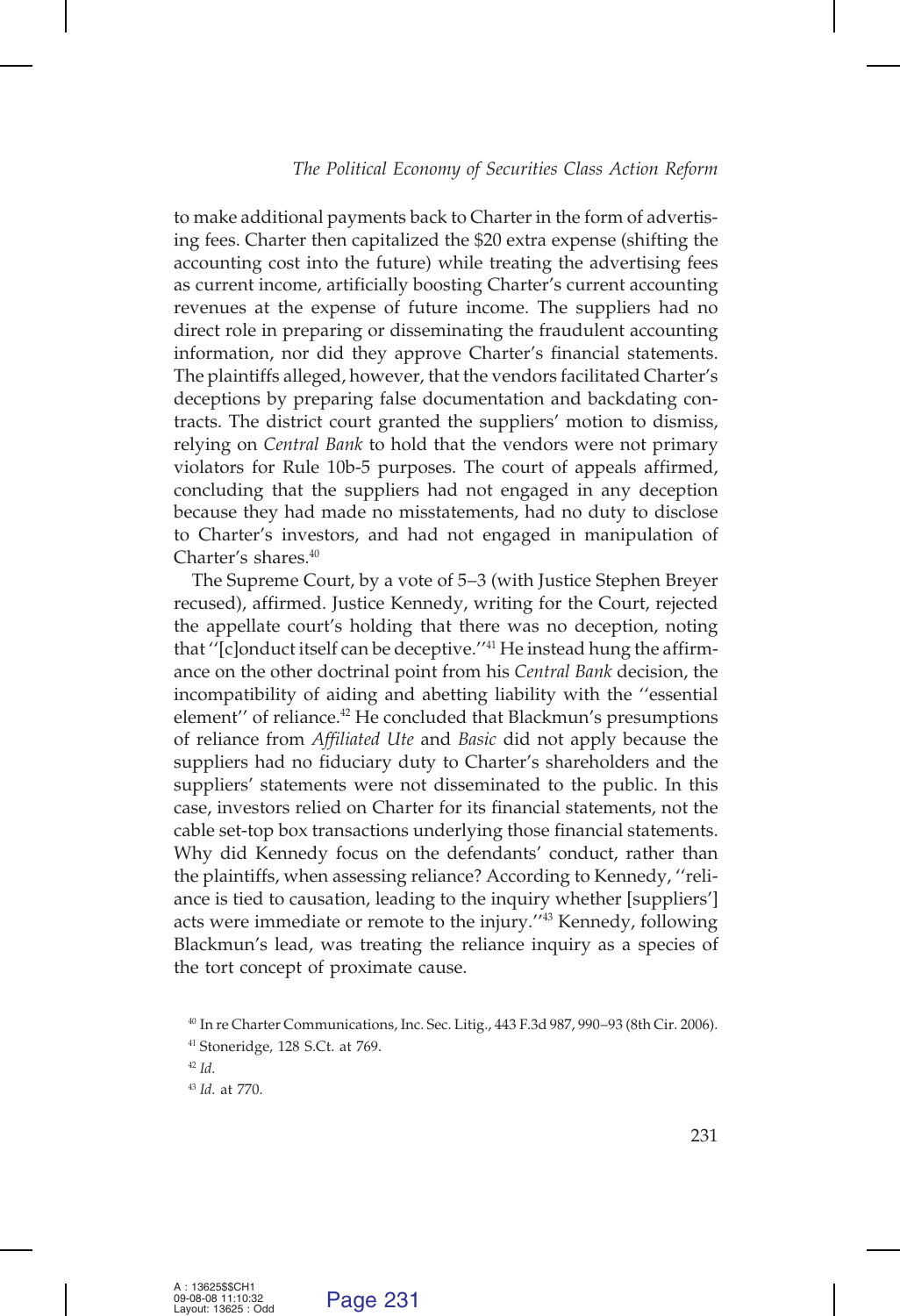to make additional payments back to Charter in the form of advertising fees. Charter then capitalized the $20 extra expense (shifting the accounting cost into the future) while treating the advertising fees as current income, artificially boosting Charter's current accounting revenues at the expense of future income. The suppliers had no direct role in preparing or disseminating the fraudulent accounting information, nor did they approve Charter's financial statements. The plaintiffs alleged, however, that the vendors facilitated Charter's deceptions by preparing false documentation and backdating contracts. The district court granted the suppliers' motion to dismiss, relying on *Central Bank* to hold that the vendors were not primary violators for Rule 10b-5 purposes. The court of appeals affirmed, concluding that the suppliers had not engaged in any deception because they had made no misstatements, had no duty to disclose to Charter's investors, and had not engaged in manipulation of Charter's shares.[40]

The Supreme Court, by a vote of 5–3 (with Justice Stephen Breyer recused), affirmed. Justice Kennedy, writing for the Court, rejected the appellate court's holding that there was no deception, noting that ''[c]onduct itself can be deceptive.''[41] He instead hung the affirmance on the other doctrinal point from his *Central Bank* decision, the incompatibility of aiding and abetting liability with the ''essential element'' of reliance.[42] He concluded that Blackmun's presumptions of reliance from *Affiliated Ute* and *Basic* did not apply because the suppliers had no fiduciary duty to Charter's shareholders and the suppliers' statements were not disseminated to the public. In this case, investors relied on Charter for its financial statements, not the cable set-top box transactions underlying those financial statements. Why did Kennedy focus on the defendants' conduct, rather than the plaintiffs, when assessing reliance? According to Kennedy, ''reliance is tied to causation, leading to the inquiry whether [suppliers'] acts were immediate or remote to the injury.''[43] Kennedy, following Blackmun's lead, was treating the reliance inquiry as a species of the tort concept of proximate cause.

[40] In re Charter Communications, Inc. Sec. Litig., 443 F.3d 987, 990–93 (8th Cir. 2006).

[41] Stoneridge, 128 S.Ct. at 769.

[42] *Id.*

[43] *Id.* at 770.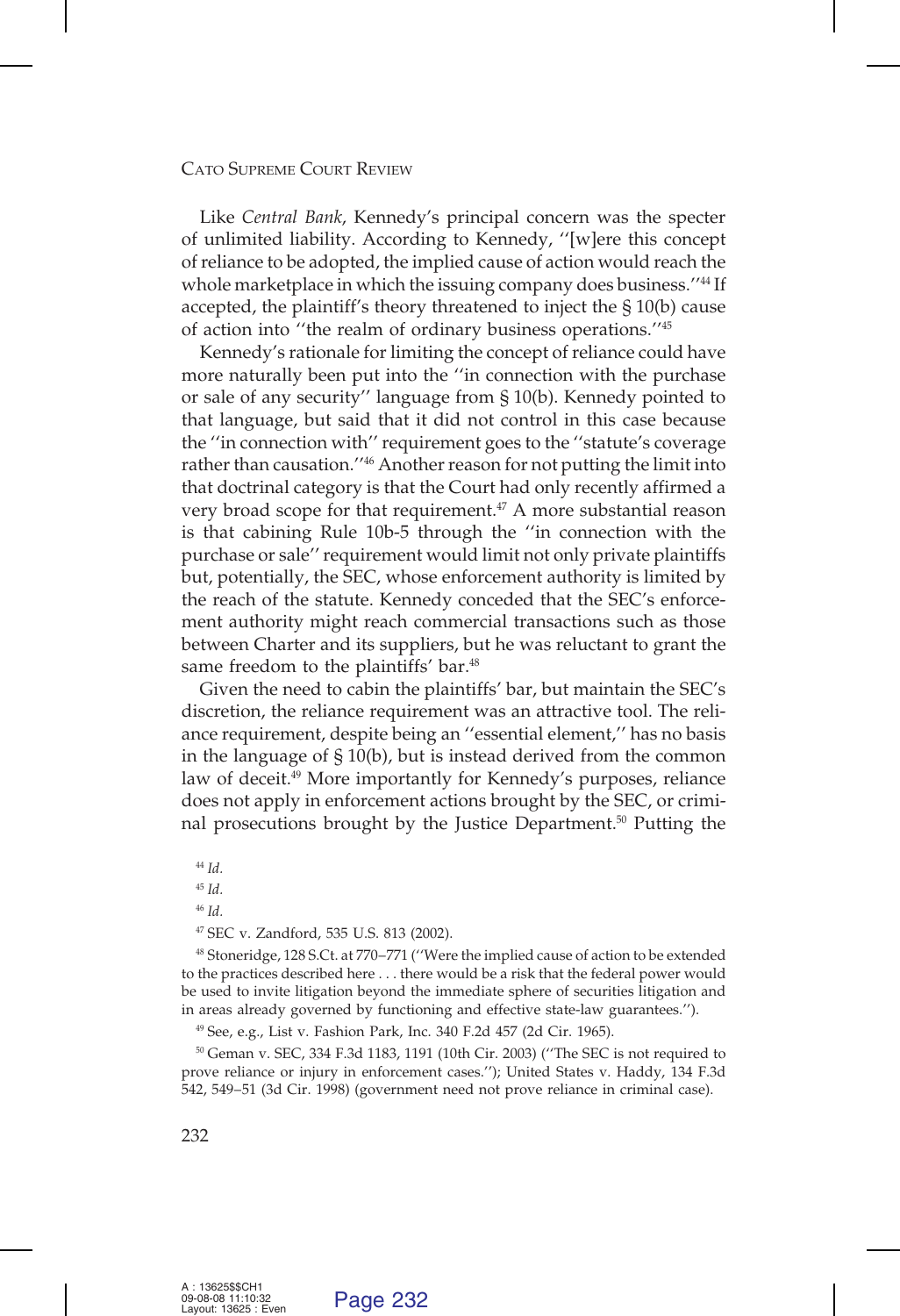Like *Central Bank*, Kennedy's principal concern was the specter of unlimited liability. According to Kennedy, ''[w]ere this concept of reliance to be adopted, the implied cause of action would reach the whole marketplace in which the issuing company does business.''[44] If accepted, the plaintiff's theory threatened to inject the § 10(b) cause of action into ''the realm of ordinary business operations.''[45]

Kennedy's rationale for limiting the concept of reliance could have more naturally been put into the ''in connection with the purchase or sale of any security'' language from § 10(b). Kennedy pointed to that language, but said that it did not control in this case because the ''in connection with'' requirement goes to the ''statute's coverage rather than causation.''[46] Another reason for not putting the limit into that doctrinal category is that the Court had only recently affirmed a very broad scope for that requirement.[47] A more substantial reason is that cabining Rule 10b-5 through the ''in connection with the purchase or sale'' requirement would limit not only private plaintiffs but, potentially, the SEC, whose enforcement authority is limited by the reach of the statute. Kennedy conceded that the SEC's enforcement authority might reach commercial transactions such as those between Charter and its suppliers, but he was reluctant to grant the same freedom to the plaintiffs' bar.[48]

Given the need to cabin the plaintiffs' bar, but maintain the SEC's discretion, the reliance requirement was an attractive tool. The reliance requirement, despite being an ''essential element,'' has no basis in the language of § 10(b), but is instead derived from the common law of deceit.[49] More importantly for Kennedy's purposes, reliance does not apply in enforcement actions brought by the SEC, or criminal prosecutions brought by the Justice Department.[50] Putting the

[44] *Id.*

[45] *Id.*

[46] *Id.*

[47] SEC v. Zandford, 535 U.S. 813 (2002).

[48] Stoneridge, 128 S.Ct. at 770–771 (''Were the implied cause of action to be extended to the practices described here . . . there would be a risk that the federal power would be used to invite litigation beyond the immediate sphere of securities litigation and in areas already governed by functioning and effective state-law guarantees.'').

[49] See, e.g., List v. Fashion Park, Inc. 340 F.2d 457 (2d Cir. 1965).

[50] Geman v. SEC, 334 F.3d 1183, 1191 (10th Cir. 2003) (''The SEC is not required to prove reliance or injury in enforcement cases.''); United States v. Haddy, 134 F.3d 542, 549–51 (3d Cir. 1998) (government need not prove reliance in criminal case).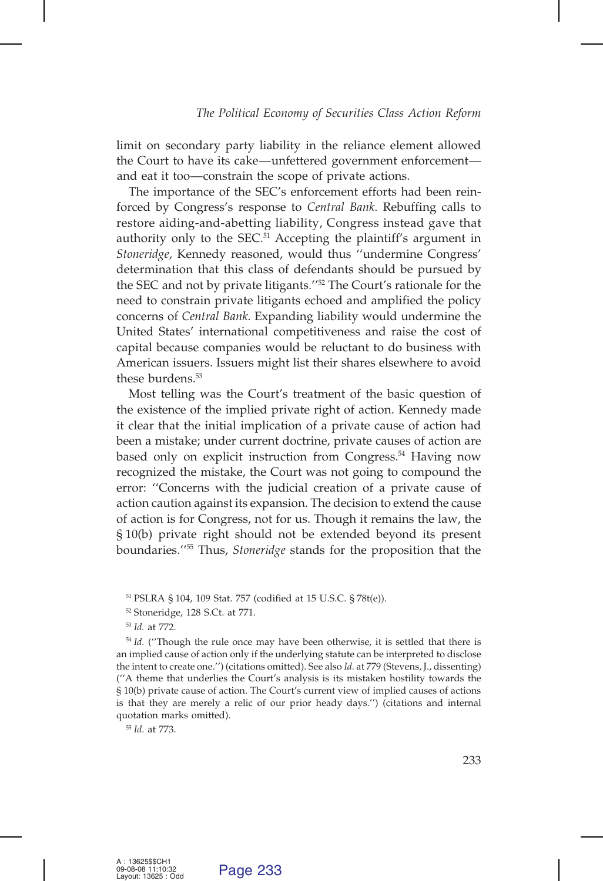limit on secondary party liability in the reliance element allowed the Court to have its cake—unfettered government enforcement—and eat it too—constrain the scope of private actions.

The importance of the SEC's enforcement efforts had been reinforced by Congress's response to *Central Bank*. Rebuffing calls to restore aiding-and-abetting liability, Congress instead gave that authority only to the SEC.[51] Accepting the plaintiff's argument in *Stoneridge*, Kennedy reasoned, would thus ''undermine Congress' determination that this class of defendants should be pursued by the SEC and not by private litigants.''[52] The Court's rationale for the need to constrain private litigants echoed and amplified the policy concerns of *Central Bank*. Expanding liability would undermine the United States' international competitiveness and raise the cost of capital because companies would be reluctant to do business with American issuers. Issuers might list their shares elsewhere to avoid these burdens.[53]

Most telling was the Court's treatment of the basic question of the existence of the implied private right of action. Kennedy made it clear that the initial implication of a private cause of action had been a mistake; under current doctrine, private causes of action are based only on explicit instruction from Congress.[54] Having now recognized the mistake, the Court was not going to compound the error: ''Concerns with the judicial creation of a private cause of action caution against its expansion. The decision to extend the cause of action is for Congress, not for us. Though it remains the law, the § 10(b) private right should not be extended beyond its present boundaries.''[55] Thus, *Stoneridge* stands for the proposition that the

---

[51] PSLRA § 104, 109 Stat. 757 (codified at 15 U.S.C. § 78t(e)).

[52] Stoneridge, 128 S.Ct. at 771.

[53] *Id.* at 772.

[54] *Id.* (''Though the rule once may have been otherwise, it is settled that there is an implied cause of action only if the underlying statute can be interpreted to disclose the intent to create one.'') (citations omitted). See also *Id.* at 779 (Stevens, J., dissenting) (''A theme that underlies the Court's analysis is its mistaken hostility towards the § 10(b) private cause of action. The Court's current view of implied causes of actions is that they are merely a relic of our prior heady days.'') (citations and internal quotation marks omitted).

[55] *Id.* at 773.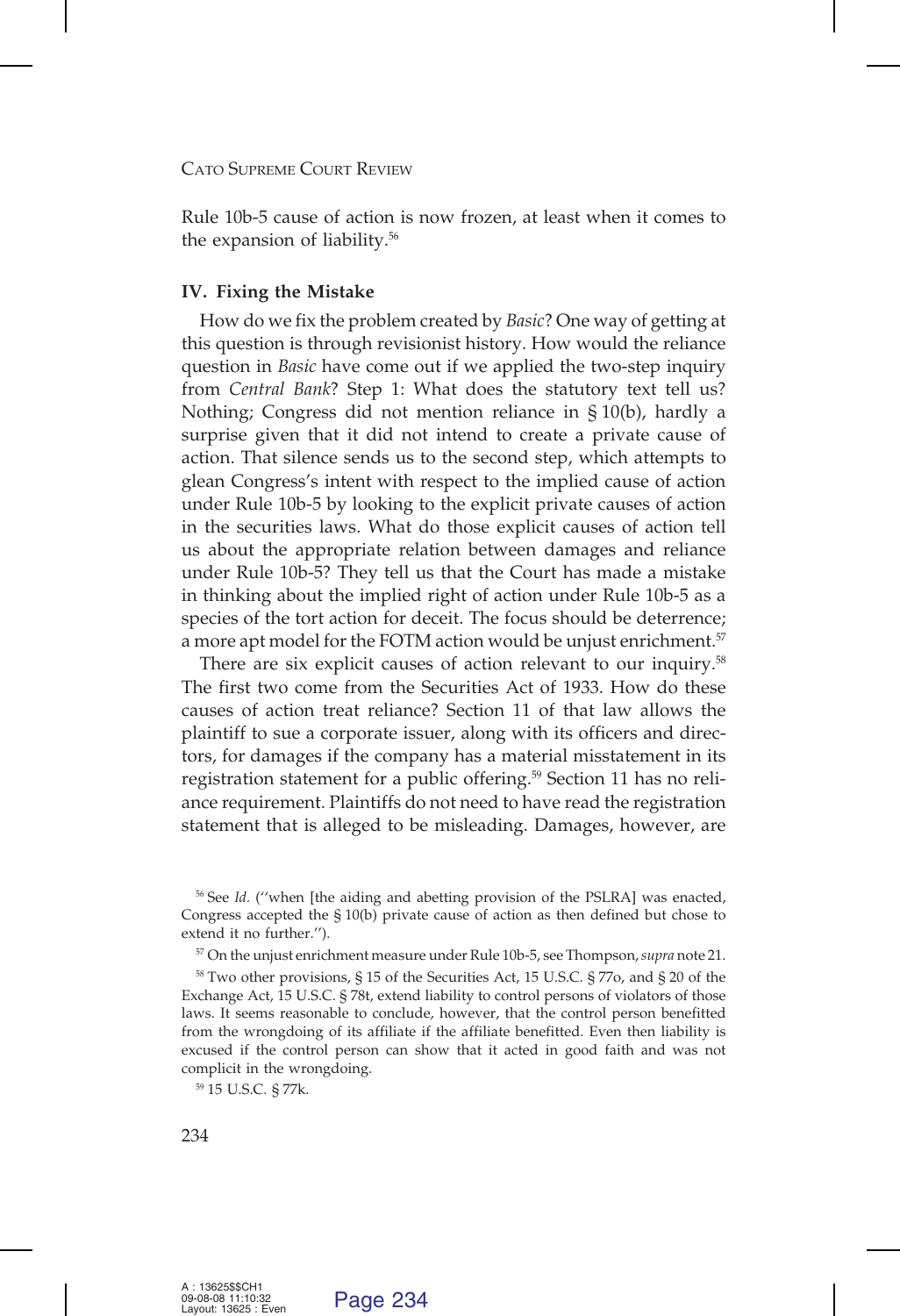Rule 10b-5 cause of action is now frozen, at least when it comes to the expansion of liability.[56]

### IV. Fixing the Mistake

How do we fix the problem created by *Basic*? One way of getting at this question is through revisionist history. How would the reliance question in *Basic* have come out if we applied the two-step inquiry from *Central Bank*? Step 1: What does the statutory text tell us? Nothing; Congress did not mention reliance in § 10(b), hardly a surprise given that it did not intend to create a private cause of action. That silence sends us to the second step, which attempts to glean Congress's intent with respect to the implied cause of action under Rule 10b-5 by looking to the explicit private causes of action in the securities laws. What do those explicit causes of action tell us about the appropriate relation between damages and reliance under Rule 10b-5? They tell us that the Court has made a mistake in thinking about the implied right of action under Rule 10b-5 as a species of the tort action for deceit. The focus should be deterrence; a more apt model for the FOTM action would be unjust enrichment.[57]

There are six explicit causes of action relevant to our inquiry.[58] The first two come from the Securities Act of 1933. How do these causes of action treat reliance? Section 11 of that law allows the plaintiff to sue a corporate issuer, along with its officers and directors, for damages if the company has a material misstatement in its registration statement for a public offering.[59] Section 11 has no reliance requirement. Plaintiffs do not need to have read the registration statement that is alleged to be misleading. Damages, however, are

---

[56] See *Id*. (''when [the aiding and abetting provision of the PSLRA] was enacted, Congress accepted the § 10(b) private cause of action as then defined but chose to extend it no further.'').

[57] On the unjust enrichment measure under Rule 10b-5, see Thompson, *supra* note 21.

[58] Two other provisions, § 15 of the Securities Act, 15 U.S.C. § 77o, and § 20 of the Exchange Act, 15 U.S.C. § 78t, extend liability to control persons of violators of those laws. It seems reasonable to conclude, however, that the control person benefitted from the wrongdoing of its affiliate if the affiliate benefitted. Even then liability is excused if the control person can show that it acted in good faith and was not complicit in the wrongdoing.

[59] 15 U.S.C. § 77k.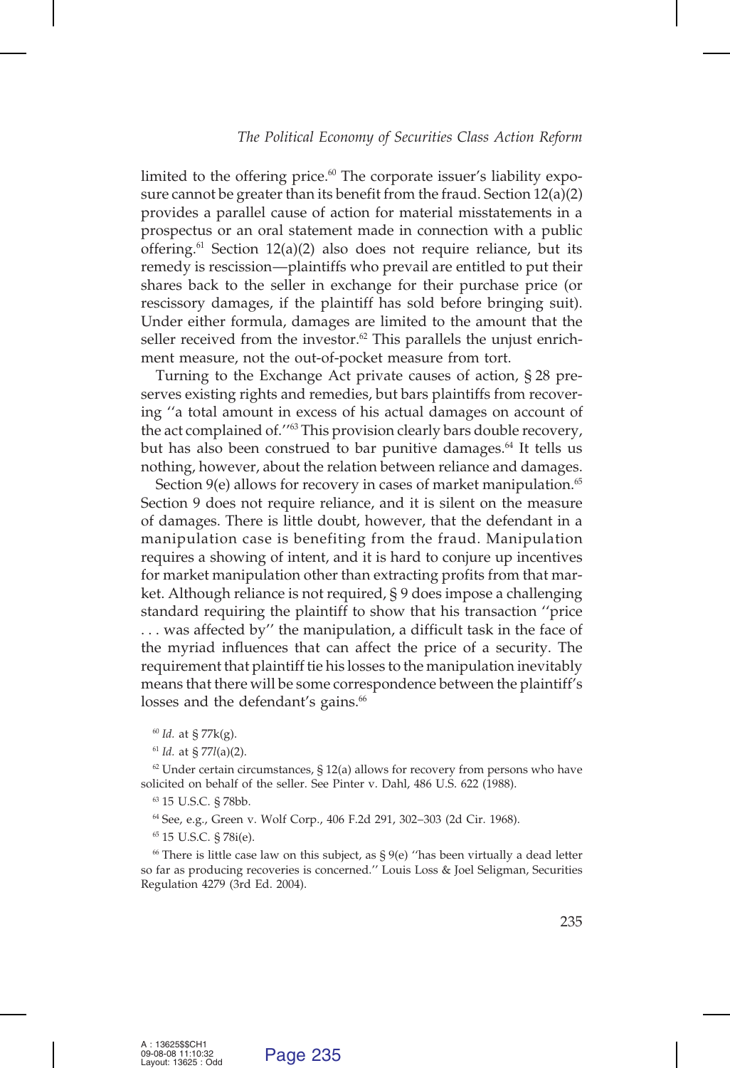limited to the offering price.[60] The corporate issuer's liability exposure cannot be greater than its benefit from the fraud. Section 12(a)(2) provides a parallel cause of action for material misstatements in a prospectus or an oral statement made in connection with a public offering.[61] Section 12(a)(2) also does not require reliance, but its remedy is rescission—plaintiffs who prevail are entitled to put their shares back to the seller in exchange for their purchase price (or rescissory damages, if the plaintiff has sold before bringing suit). Under either formula, damages are limited to the amount that the seller received from the investor.[62] This parallels the unjust enrichment measure, not the out-of-pocket measure from tort.

Turning to the Exchange Act private causes of action, § 28 preserves existing rights and remedies, but bars plaintiffs from recovering "a total amount in excess of his actual damages on account of the act complained of."[63] This provision clearly bars double recovery, but has also been construed to bar punitive damages.[64] It tells us nothing, however, about the relation between reliance and damages.

Section 9(e) allows for recovery in cases of market manipulation.[65] Section 9 does not require reliance, and it is silent on the measure of damages. There is little doubt, however, that the defendant in a manipulation case is benefiting from the fraud. Manipulation requires a showing of intent, and it is hard to conjure up incentives for market manipulation other than extracting profits from that market. Although reliance is not required, § 9 does impose a challenging standard requiring the plaintiff to show that his transaction "price . . . was affected by" the manipulation, a difficult task in the face of the myriad influences that can affect the price of a security. The requirement that plaintiff tie his losses to the manipulation inevitably means that there will be some correspondence between the plaintiff's losses and the defendant's gains.[66]

---

[60] *Id.* at § 77k(g).

[61] *Id.* at § 77*l*(a)(2).

[62] Under certain circumstances, § 12(a) allows for recovery from persons who have solicited on behalf of the seller. See Pinter v. Dahl, 486 U.S. 622 (1988).

[63] 15 U.S.C. § 78bb.

[64] See, e.g., Green v. Wolf Corp., 406 F.2d 291, 302–303 (2d Cir. 1968).

[65] 15 U.S.C. § 78i(e).

[66] There is little case law on this subject, as § 9(e) "has been virtually a dead letter so far as producing recoveries is concerned." Louis Loss & Joel Seligman, Securities Regulation 4279 (3rd Ed. 2004).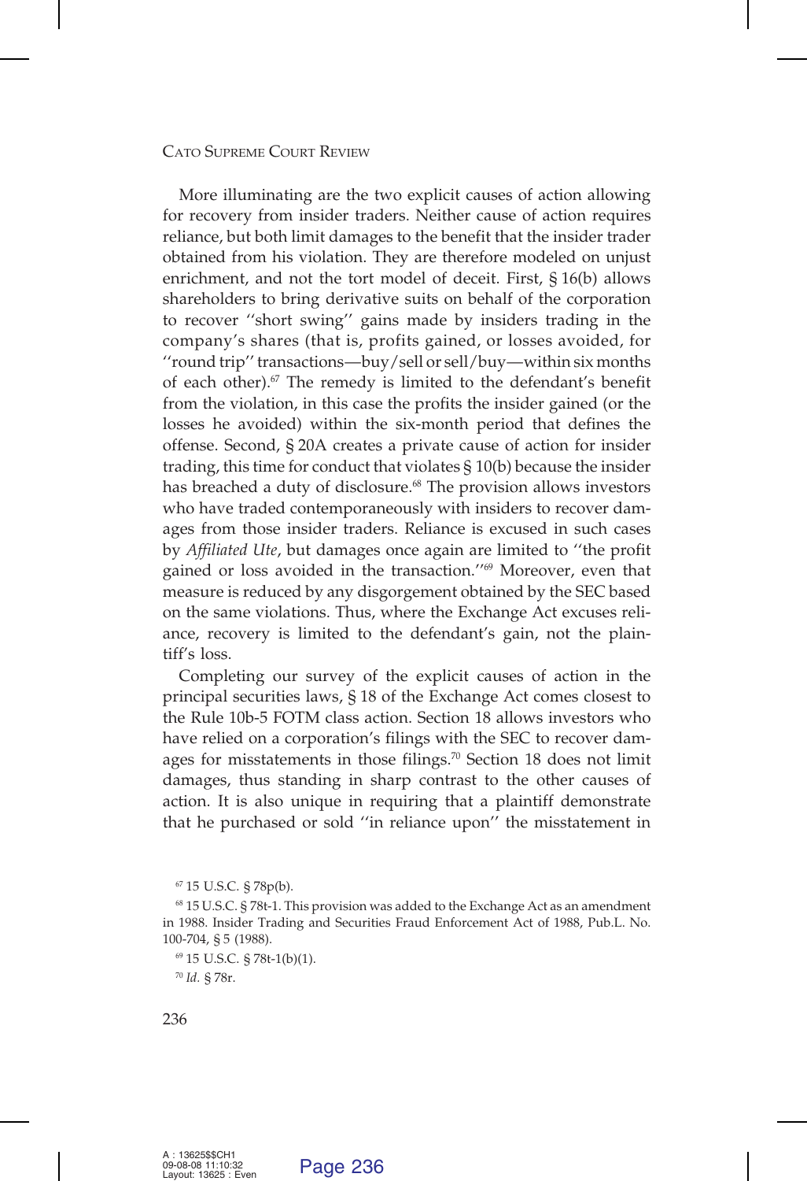More illuminating are the two explicit causes of action allowing for recovery from insider traders. Neither cause of action requires reliance, but both limit damages to the benefit that the insider trader obtained from his violation. They are therefore modeled on unjust enrichment, and not the tort model of deceit. First, § 16(b) allows shareholders to bring derivative suits on behalf of the corporation to recover ''short swing'' gains made by insiders trading in the company's shares (that is, profits gained, or losses avoided, for ''round trip'' transactions—buy/sell or sell/buy—within six months of each other).[67] The remedy is limited to the defendant's benefit from the violation, in this case the profits the insider gained (or the losses he avoided) within the six-month period that defines the offense. Second, § 20A creates a private cause of action for insider trading, this time for conduct that violates § 10(b) because the insider has breached a duty of disclosure.[68] The provision allows investors who have traded contemporaneously with insiders to recover damages from those insider traders. Reliance is excused in such cases by *Affiliated Ute*, but damages once again are limited to ''the profit gained or loss avoided in the transaction.''[69] Moreover, even that measure is reduced by any disgorgement obtained by the SEC based on the same violations. Thus, where the Exchange Act excuses reliance, recovery is limited to the defendant's gain, not the plaintiff's loss.

Completing our survey of the explicit causes of action in the principal securities laws, § 18 of the Exchange Act comes closest to the Rule 10b-5 FOTM class action. Section 18 allows investors who have relied on a corporation's filings with the SEC to recover damages for misstatements in those filings.[70] Section 18 does not limit damages, thus standing in sharp contrast to the other causes of action. It is also unique in requiring that a plaintiff demonstrate that he purchased or sold ''in reliance upon'' the misstatement in

[67] 15 U.S.C. § 78p(b).

[68] 15 U.S.C. § 78t-1. This provision was added to the Exchange Act as an amendment in 1988. Insider Trading and Securities Fraud Enforcement Act of 1988, Pub.L. No. 100-704, § 5 (1988).

[69] 15 U.S.C. § 78t-1(b)(1).

[70] *Id.* § 78r.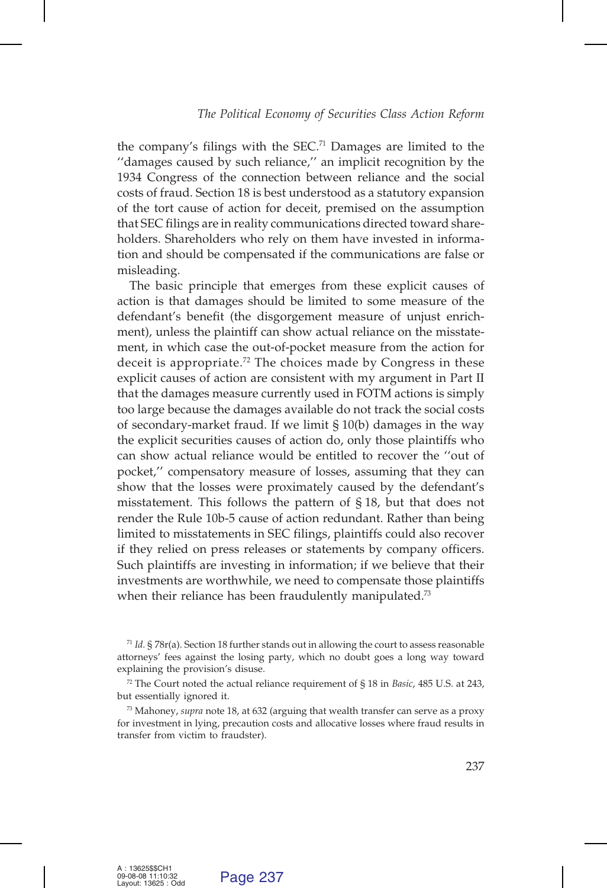the company's filings with the SEC.[71] Damages are limited to the ''damages caused by such reliance,'' an implicit recognition by the 1934 Congress of the connection between reliance and the social costs of fraud. Section 18 is best understood as a statutory expansion of the tort cause of action for deceit, premised on the assumption that SEC filings are in reality communications directed toward shareholders. Shareholders who rely on them have invested in information and should be compensated if the communications are false or misleading.

The basic principle that emerges from these explicit causes of action is that damages should be limited to some measure of the defendant's benefit (the disgorgement measure of unjust enrichment), unless the plaintiff can show actual reliance on the misstatement, in which case the out-of-pocket measure from the action for deceit is appropriate.[72] The choices made by Congress in these explicit causes of action are consistent with my argument in Part II that the damages measure currently used in FOTM actions is simply too large because the damages available do not track the social costs of secondary-market fraud. If we limit § 10(b) damages in the way the explicit securities causes of action do, only those plaintiffs who can show actual reliance would be entitled to recover the ''out of pocket,'' compensatory measure of losses, assuming that they can show that the losses were proximately caused by the defendant's misstatement. This follows the pattern of § 18, but that does not render the Rule 10b-5 cause of action redundant. Rather than being limited to misstatements in SEC filings, plaintiffs could also recover if they relied on press releases or statements by company officers. Such plaintiffs are investing in information; if we believe that their investments are worthwhile, we need to compensate those plaintiffs when their reliance has been fraudulently manipulated.[73]

---

[71] *Id.* § 78r(a). Section 18 further stands out in allowing the court to assess reasonable attorneys' fees against the losing party, which no doubt goes a long way toward explaining the provision's disuse.

[72] The Court noted the actual reliance requirement of § 18 in *Basic*, 485 U.S. at 243, but essentially ignored it.

[73] Mahoney, *supra* note 18, at 632 (arguing that wealth transfer can serve as a proxy for investment in lying, precaution costs and allocative losses where fraud results in transfer from victim to fraudster).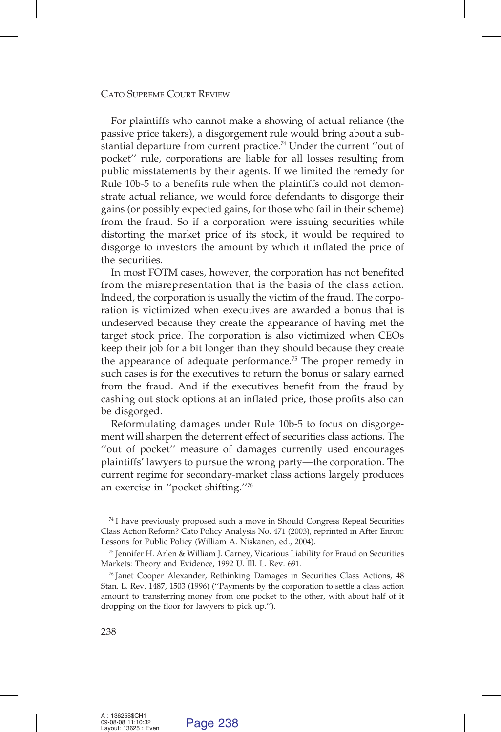For plaintiffs who cannot make a showing of actual reliance (the passive price takers), a disgorgement rule would bring about a substantial departure from current practice.[74] Under the current ''out of pocket'' rule, corporations are liable for all losses resulting from public misstatements by their agents. If we limited the remedy for Rule 10b-5 to a benefits rule when the plaintiffs could not demonstrate actual reliance, we would force defendants to disgorge their gains (or possibly expected gains, for those who fail in their scheme) from the fraud. So if a corporation were issuing securities while distorting the market price of its stock, it would be required to disgorge to investors the amount by which it inflated the price of the securities.

In most FOTM cases, however, the corporation has not benefited from the misrepresentation that is the basis of the class action. Indeed, the corporation is usually the victim of the fraud. The corporation is victimized when executives are awarded a bonus that is undeserved because they create the appearance of having met the target stock price. The corporation is also victimized when CEOs keep their job for a bit longer than they should because they create the appearance of adequate performance.[75] The proper remedy in such cases is for the executives to return the bonus or salary earned from the fraud. And if the executives benefit from the fraud by cashing out stock options at an inflated price, those profits also can be disgorged.

Reformulating damages under Rule 10b-5 to focus on disgorgement will sharpen the deterrent effect of securities class actions. The ''out of pocket'' measure of damages currently used encourages plaintiffs' lawyers to pursue the wrong party—the corporation. The current regime for secondary-market class actions largely produces an exercise in ''pocket shifting.''[76]

[74] I have previously proposed such a move in Should Congress Repeal Securities Class Action Reform? Cato Policy Analysis No. 471 (2003), reprinted in After Enron: Lessons for Public Policy (William A. Niskanen, ed., 2004).

[75] Jennifer H. Arlen & William J. Carney, Vicarious Liability for Fraud on Securities Markets: Theory and Evidence, 1992 U. Ill. L. Rev. 691.

[76] Janet Cooper Alexander, Rethinking Damages in Securities Class Actions, 48 Stan. L. Rev. 1487, 1503 (1996) (''Payments by the corporation to settle a class action amount to transferring money from one pocket to the other, with about half of it dropping on the floor for lawyers to pick up.'').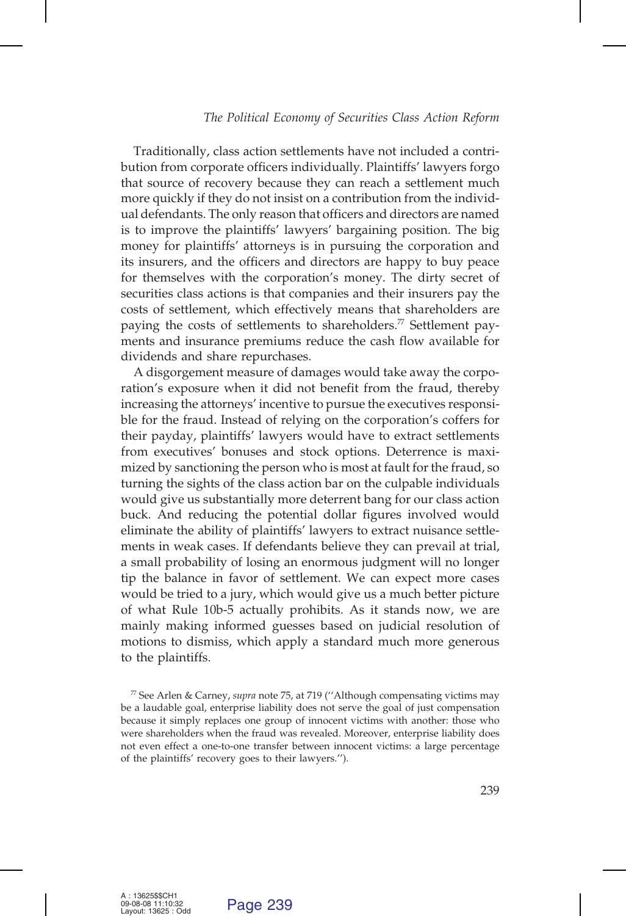Traditionally, class action settlements have not included a contribution from corporate officers individually. Plaintiffs' lawyers forgo that source of recovery because they can reach a settlement much more quickly if they do not insist on a contribution from the individual defendants. The only reason that officers and directors are named is to improve the plaintiffs' lawyers' bargaining position. The big money for plaintiffs' attorneys is in pursuing the corporation and its insurers, and the officers and directors are happy to buy peace for themselves with the corporation's money. The dirty secret of securities class actions is that companies and their insurers pay the costs of settlement, which effectively means that shareholders are paying the costs of settlements to shareholders.[77] Settlement payments and insurance premiums reduce the cash flow available for dividends and share repurchases.

A disgorgement measure of damages would take away the corporation's exposure when it did not benefit from the fraud, thereby increasing the attorneys' incentive to pursue the executives responsible for the fraud. Instead of relying on the corporation's coffers for their payday, plaintiffs' lawyers would have to extract settlements from executives' bonuses and stock options. Deterrence is maximized by sanctioning the person who is most at fault for the fraud, so turning the sights of the class action bar on the culpable individuals would give us substantially more deterrent bang for our class action buck. And reducing the potential dollar figures involved would eliminate the ability of plaintiffs' lawyers to extract nuisance settlements in weak cases. If defendants believe they can prevail at trial, a small probability of losing an enormous judgment will no longer tip the balance in favor of settlement. We can expect more cases would be tried to a jury, which would give us a much better picture of what Rule 10b-5 actually prohibits. As it stands now, we are mainly making informed guesses based on judicial resolution of motions to dismiss, which apply a standard much more generous to the plaintiffs.

[77] See Arlen & Carney, *supra* note 75, at 719 (''Although compensating victims may be a laudable goal, enterprise liability does not serve the goal of just compensation because it simply replaces one group of innocent victims with another: those who were shareholders when the fraud was revealed. Moreover, enterprise liability does not even effect a one-to-one transfer between innocent victims: a large percentage of the plaintiffs' recovery goes to their lawyers.'').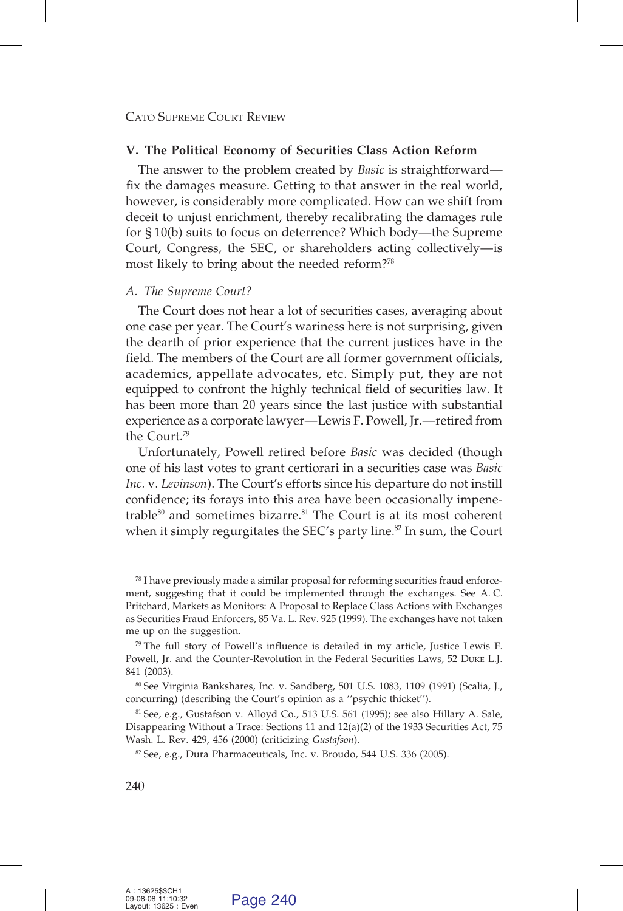## V. The Political Economy of Securities Class Action Reform

The answer to the problem created by *Basic* is straightforward—fix the damages measure. Getting to that answer in the real world, however, is considerably more complicated. How can we shift from deceit to unjust enrichment, thereby recalibrating the damages rule for § 10(b) suits to focus on deterrence? Which body—the Supreme Court, Congress, the SEC, or shareholders acting collectively—is most likely to bring about the needed reform?[78]

### A. The Supreme Court?

The Court does not hear a lot of securities cases, averaging about one case per year. The Court's wariness here is not surprising, given the dearth of prior experience that the current justices have in the field. The members of the Court are all former government officials, academics, appellate advocates, etc. Simply put, they are not equipped to confront the highly technical field of securities law. It has been more than 20 years since the last justice with substantial experience as a corporate lawyer—Lewis F. Powell, Jr.—retired from the Court.[79]

Unfortunately, Powell retired before *Basic* was decided (though one of his last votes to grant certiorari in a securities case was *Basic Inc.* v. *Levinson*). The Court's efforts since his departure do not instill confidence; its forays into this area have been occasionally impenetrable[80] and sometimes bizarre.[81] The Court is at its most coherent when it simply regurgitates the SEC's party line.[82] In sum, the Court

---

[78] I have previously made a similar proposal for reforming securities fraud enforcement, suggesting that it could be implemented through the exchanges. See A. C. Pritchard, Markets as Monitors: A Proposal to Replace Class Actions with Exchanges as Securities Fraud Enforcers, 85 Va. L. Rev. 925 (1999). The exchanges have not taken me up on the suggestion.

[79] The full story of Powell's influence is detailed in my article, Justice Lewis F. Powell, Jr. and the Counter-Revolution in the Federal Securities Laws, 52 Duke L.J. 841 (2003).

[80] See Virginia Bankshares, Inc. v. Sandberg, 501 U.S. 1083, 1109 (1991) (Scalia, J., concurring) (describing the Court's opinion as a ''psychic thicket'').

[81] See, e.g., Gustafson v. Alloyd Co., 513 U.S. 561 (1995); see also Hillary A. Sale, Disappearing Without a Trace: Sections 11 and 12(a)(2) of the 1933 Securities Act, 75 Wash. L. Rev. 429, 456 (2000) (criticizing *Gustafson*).

[82] See, e.g., Dura Pharmaceuticals, Inc. v. Broudo, 544 U.S. 336 (2005).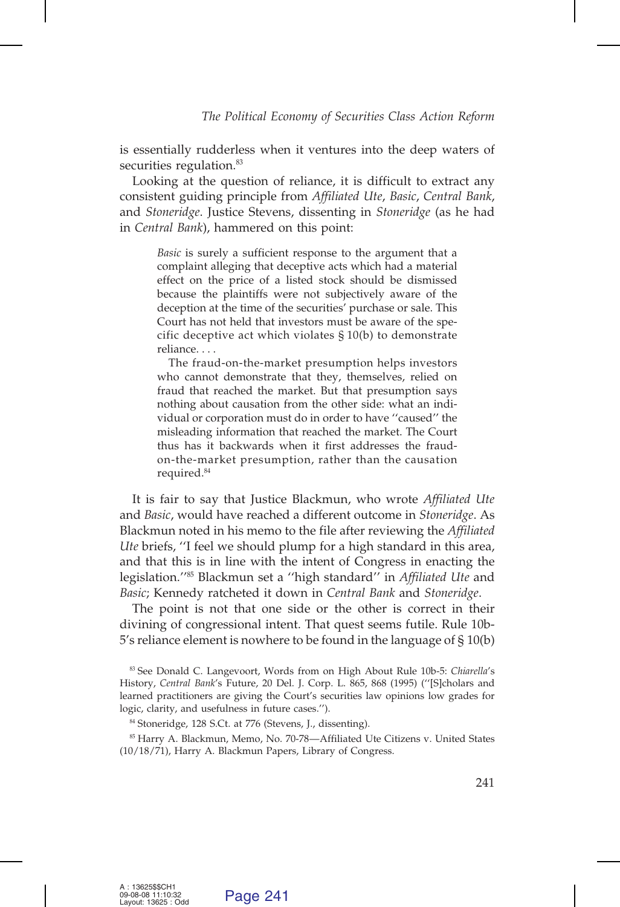is essentially rudderless when it ventures into the deep waters of securities regulation.[83]

Looking at the question of reliance, it is difficult to extract any consistent guiding principle from *Affiliated Ute*, *Basic*, *Central Bank*, and *Stoneridge*. Justice Stevens, dissenting in *Stoneridge* (as he had in *Central Bank*), hammered on this point:

> *Basic* is surely a sufficient response to the argument that a complaint alleging that deceptive acts which had a material effect on the price of a listed stock should be dismissed because the plaintiffs were not subjectively aware of the deception at the time of the securities' purchase or sale. This Court has not held that investors must be aware of the specific deceptive act which violates § 10(b) to demonstrate reliance. . . .
>
> The fraud-on-the-market presumption helps investors who cannot demonstrate that they, themselves, relied on fraud that reached the market. But that presumption says nothing about causation from the other side: what an individual or corporation must do in order to have ''caused'' the misleading information that reached the market. The Court thus has it backwards when it first addresses the fraud-on-the-market presumption, rather than the causation required.[84]

It is fair to say that Justice Blackmun, who wrote *Affiliated Ute* and *Basic*, would have reached a different outcome in *Stoneridge*. As Blackmun noted in his memo to the file after reviewing the *Affiliated Ute* briefs, ''I feel we should plump for a high standard in this area, and that this is in line with the intent of Congress in enacting the legislation.''[85] Blackmun set a ''high standard'' in *Affiliated Ute* and *Basic*; Kennedy ratcheted it down in *Central Bank* and *Stoneridge*.

The point is not that one side or the other is correct in their divining of congressional intent. That quest seems futile. Rule 10b-5's reliance element is nowhere to be found in the language of § 10(b)

[83] See Donald C. Langevoort, Words from on High About Rule 10b-5: *Chiarella*'s History, *Central Bank*'s Future, 20 Del. J. Corp. L. 865, 868 (1995) (''[S]cholars and learned practitioners are giving the Court's securities law opinions low grades for logic, clarity, and usefulness in future cases.'').

[84] Stoneridge, 128 S.Ct. at 776 (Stevens, J., dissenting).

[85] Harry A. Blackmun, Memo, No. 70-78—Affiliated Ute Citizens v. United States (10/18/71), Harry A. Blackmun Papers, Library of Congress.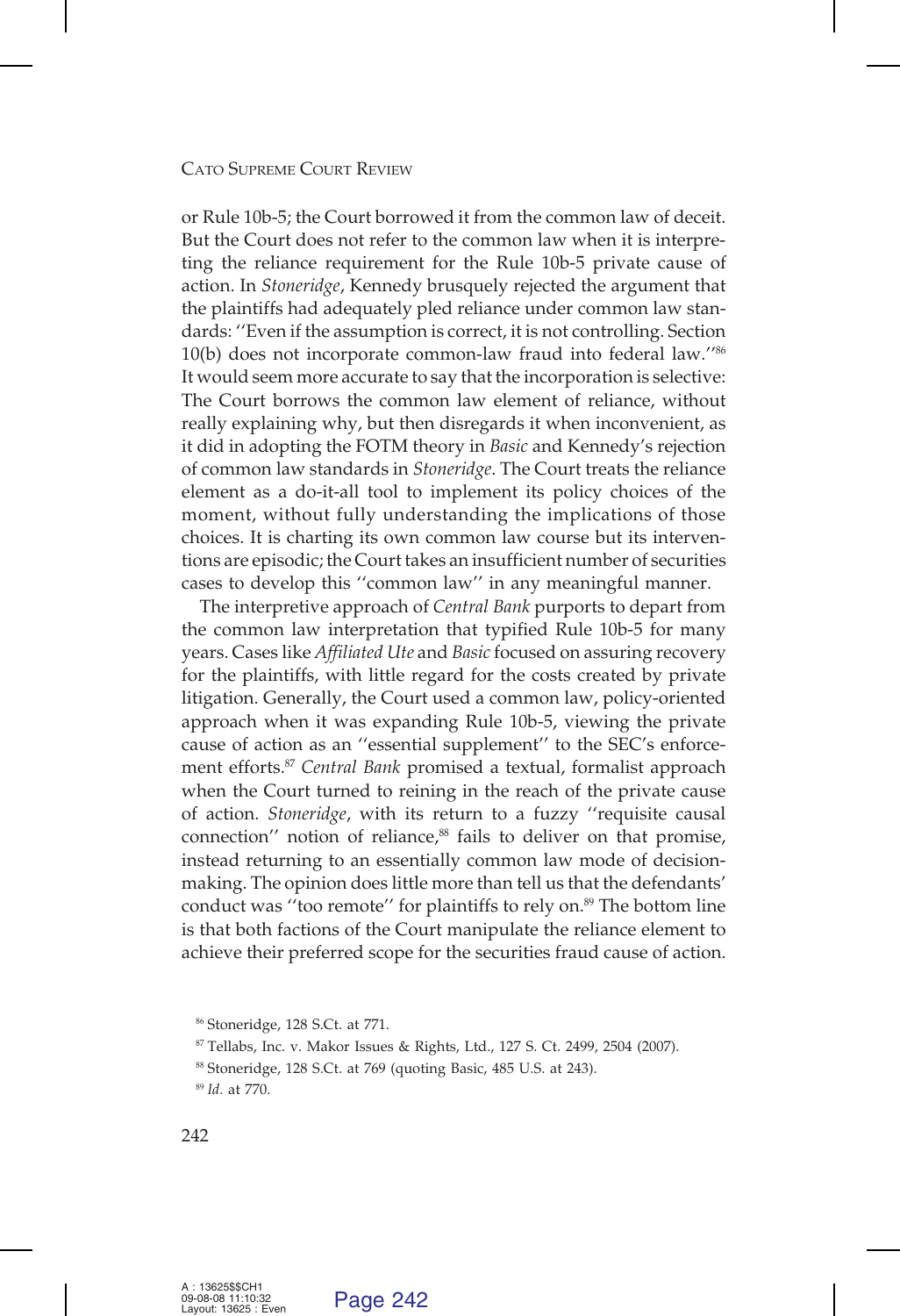or Rule 10b-5; the Court borrowed it from the common law of deceit. But the Court does not refer to the common law when it is interpreting the reliance requirement for the Rule 10b-5 private cause of action. In *Stoneridge*, Kennedy brusquely rejected the argument that the plaintiffs had adequately pled reliance under common law standards: ''Even if the assumption is correct, it is not controlling. Section 10(b) does not incorporate common-law fraud into federal law.''[86] It would seem more accurate to say that the incorporation is selective: The Court borrows the common law element of reliance, without really explaining why, but then disregards it when inconvenient, as it did in adopting the FOTM theory in *Basic* and Kennedy's rejection of common law standards in *Stoneridge*. The Court treats the reliance element as a do-it-all tool to implement its policy choices of the moment, without fully understanding the implications of those choices. It is charting its own common law course but its interventions are episodic; the Court takes an insufficient number of securities cases to develop this ''common law'' in any meaningful manner.

The interpretive approach of *Central Bank* purports to depart from the common law interpretation that typified Rule 10b-5 for many years. Cases like *Affiliated Ute* and *Basic* focused on assuring recovery for the plaintiffs, with little regard for the costs created by private litigation. Generally, the Court used a common law, policy-oriented approach when it was expanding Rule 10b-5, viewing the private cause of action as an ''essential supplement'' to the SEC's enforcement efforts.[87] *Central Bank* promised a textual, formalist approach when the Court turned to reining in the reach of the private cause of action. *Stoneridge*, with its return to a fuzzy ''requisite causal connection'' notion of reliance,[88] fails to deliver on that promise, instead returning to an essentially common law mode of decision-making. The opinion does little more than tell us that the defendants' conduct was ''too remote'' for plaintiffs to rely on.[89] The bottom line is that both factions of the Court manipulate the reliance element to achieve their preferred scope for the securities fraud cause of action.

[86] Stoneridge, 128 S.Ct. at 771.

[87] Tellabs, Inc. v. Makor Issues & Rights, Ltd., 127 S. Ct. 2499, 2504 (2007).

[88] Stoneridge, 128 S.Ct. at 769 (quoting Basic, 485 U.S. at 243).

[89] *Id.* at 770.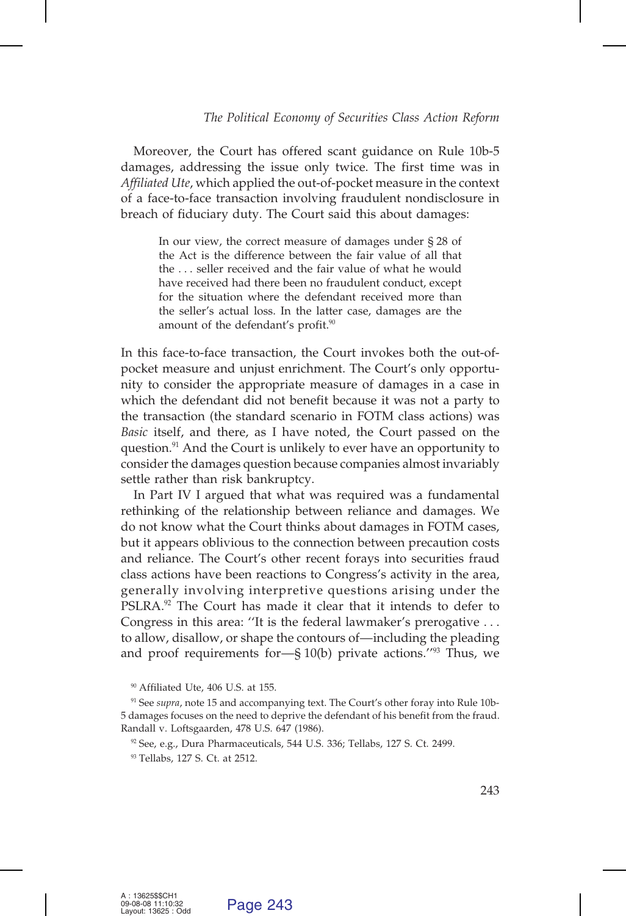Moreover, the Court has offered scant guidance on Rule 10b-5 damages, addressing the issue only twice. The first time was in *Affiliated Ute*, which applied the out-of-pocket measure in the context of a face-to-face transaction involving fraudulent nondisclosure in breach of fiduciary duty. The Court said this about damages:

> In our view, the correct measure of damages under § 28 of the Act is the difference between the fair value of all that the . . . seller received and the fair value of what he would have received had there been no fraudulent conduct, except for the situation where the defendant received more than the seller's actual loss. In the latter case, damages are the amount of the defendant's profit.[90]

In this face-to-face transaction, the Court invokes both the out-of-pocket measure and unjust enrichment. The Court's only opportunity to consider the appropriate measure of damages in a case in which the defendant did not benefit because it was not a party to the transaction (the standard scenario in FOTM class actions) was *Basic* itself, and there, as I have noted, the Court passed on the question.[91] And the Court is unlikely to ever have an opportunity to consider the damages question because companies almost invariably settle rather than risk bankruptcy.

In Part IV I argued that what was required was a fundamental rethinking of the relationship between reliance and damages. We do not know what the Court thinks about damages in FOTM cases, but it appears oblivious to the connection between precaution costs and reliance. The Court's other recent forays into securities fraud class actions have been reactions to Congress's activity in the area, generally involving interpretive questions arising under the PSLRA.[92] The Court has made it clear that it intends to defer to Congress in this area: ''It is the federal lawmaker's prerogative . . . to allow, disallow, or shape the contours of—including the pleading and proof requirements for—§ 10(b) private actions.''[93] Thus, we

[90] Affiliated Ute, 406 U.S. at 155.

[91] See *supra*, note 15 and accompanying text. The Court's other foray into Rule 10b-5 damages focuses on the need to deprive the defendant of his benefit from the fraud. Randall v. Loftsgaarden, 478 U.S. 647 (1986).

[92] See, e.g., Dura Pharmaceuticals, 544 U.S. 336; Tellabs, 127 S. Ct. 2499.

[93] Tellabs, 127 S. Ct. at 2512.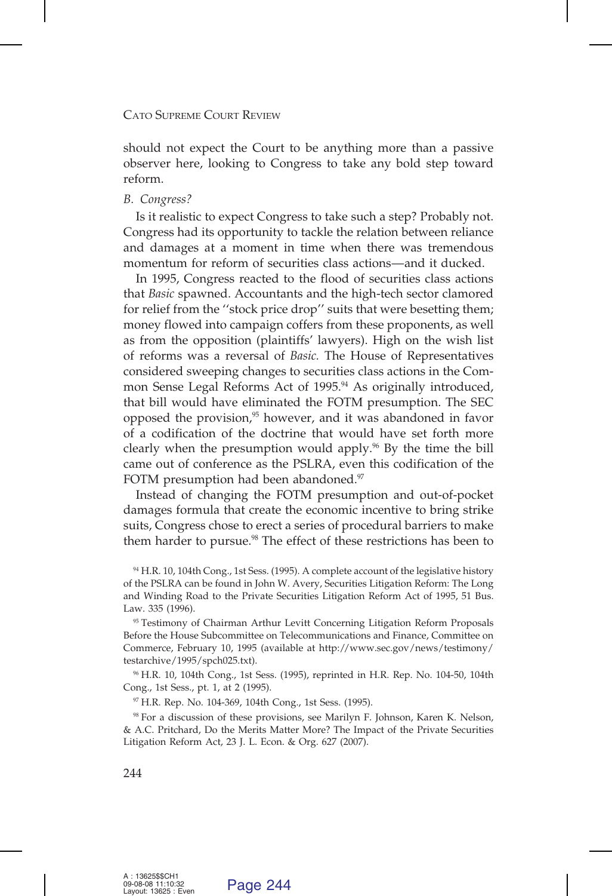should not expect the Court to be anything more than a passive observer here, looking to Congress to take any bold step toward reform.

*B. Congress?*

Is it realistic to expect Congress to take such a step? Probably not. Congress had its opportunity to tackle the relation between reliance and damages at a moment in time when there was tremendous momentum for reform of securities class actions—and it ducked.

In 1995, Congress reacted to the flood of securities class actions that *Basic* spawned. Accountants and the high-tech sector clamored for relief from the ''stock price drop'' suits that were besetting them; money flowed into campaign coffers from these proponents, as well as from the opposition (plaintiffs' lawyers). High on the wish list of reforms was a reversal of *Basic.* The House of Representatives considered sweeping changes to securities class actions in the Common Sense Legal Reforms Act of 1995.[94] As originally introduced, that bill would have eliminated the FOTM presumption. The SEC opposed the provision,[95] however, and it was abandoned in favor of a codification of the doctrine that would have set forth more clearly when the presumption would apply.[96] By the time the bill came out of conference as the PSLRA, even this codification of the FOTM presumption had been abandoned.[97]

Instead of changing the FOTM presumption and out-of-pocket damages formula that create the economic incentive to bring strike suits, Congress chose to erect a series of procedural barriers to make them harder to pursue.[98] The effect of these restrictions has been to

[94] H.R. 10, 104th Cong., 1st Sess. (1995). A complete account of the legislative history of the PSLRA can be found in John W. Avery, Securities Litigation Reform: The Long and Winding Road to the Private Securities Litigation Reform Act of 1995, 51 Bus. Law. 335 (1996).

[95] Testimony of Chairman Arthur Levitt Concerning Litigation Reform Proposals Before the House Subcommittee on Telecommunications and Finance, Committee on Commerce, February 10, 1995 (available at http://www.sec.gov/news/testimony/testarchive/1995/spch025.txt).

[96] H.R. 10, 104th Cong., 1st Sess. (1995), reprinted in H.R. Rep. No. 104-50, 104th Cong., 1st Sess., pt. 1, at 2 (1995).

[97] H.R. Rep. No. 104-369, 104th Cong., 1st Sess. (1995).

[98] For a discussion of these provisions, see Marilyn F. Johnson, Karen K. Nelson, & A.C. Pritchard, Do the Merits Matter More? The Impact of the Private Securities Litigation Reform Act, 23 J. L. Econ. & Org. 627 (2007).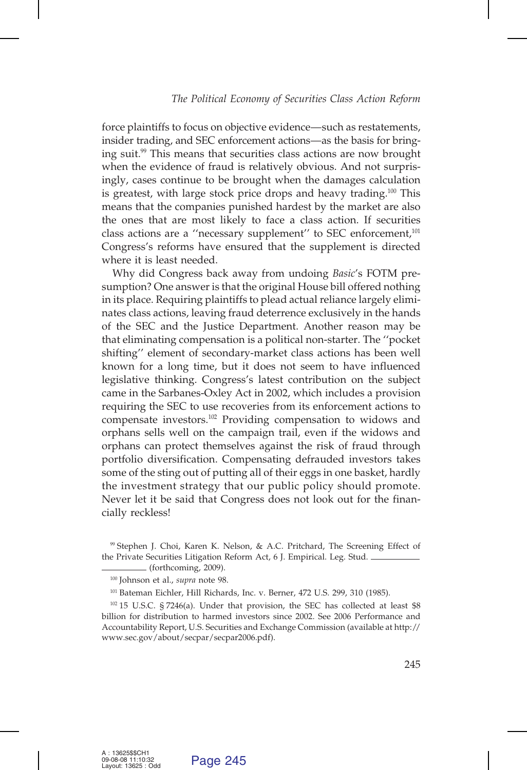force plaintiffs to focus on objective evidence—such as restatements, insider trading, and SEC enforcement actions—as the basis for bringing suit.[99] This means that securities class actions are now brought when the evidence of fraud is relatively obvious. And not surprisingly, cases continue to be brought when the damages calculation is greatest, with large stock price drops and heavy trading.[100] This means that the companies punished hardest by the market are also the ones that are most likely to face a class action. If securities class actions are a ''necessary supplement'' to SEC enforcement,[101] Congress's reforms have ensured that the supplement is directed where it is least needed.

Why did Congress back away from undoing *Basic*'s FOTM presumption? One answer is that the original House bill offered nothing in its place. Requiring plaintiffs to plead actual reliance largely eliminates class actions, leaving fraud deterrence exclusively in the hands of the SEC and the Justice Department. Another reason may be that eliminating compensation is a political non-starter. The ''pocket shifting'' element of secondary-market class actions has been well known for a long time, but it does not seem to have influenced legislative thinking. Congress's latest contribution on the subject came in the Sarbanes-Oxley Act in 2002, which includes a provision requiring the SEC to use recoveries from its enforcement actions to compensate investors.[102] Providing compensation to widows and orphans sells well on the campaign trail, even if the widows and orphans can protect themselves against the risk of fraud through portfolio diversification. Compensating defrauded investors takes some of the sting out of putting all of their eggs in one basket, hardly the investment strategy that our public policy should promote. Never let it be said that Congress does not look out for the financially reckless!

[99] Stephen J. Choi, Karen K. Nelson, & A.C. Pritchard, The Screening Effect of the Private Securities Litigation Reform Act, 6 J. Empirical. Leg. Stud. ______ ______ (forthcoming, 2009).

[100] Johnson et al., *supra* note 98.

[101] Bateman Eichler, Hill Richards, Inc. v. Berner, 472 U.S. 299, 310 (1985).

[102] 15 U.S.C. § 7246(a). Under that provision, the SEC has collected at least $8 billion for distribution to harmed investors since 2002. See 2006 Performance and Accountability Report, U.S. Securities and Exchange Commission (available at http://www.sec.gov/about/secpar/secpar2006.pdf).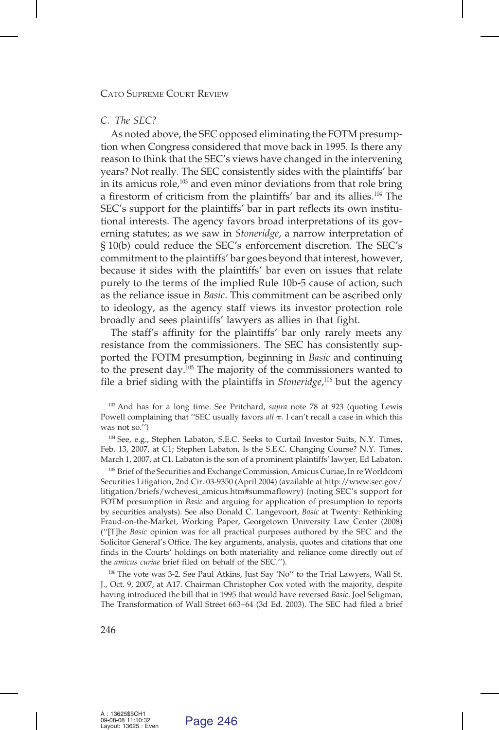### *C. The SEC?*

As noted above, the SEC opposed eliminating the FOTM presumption when Congress considered that move back in 1995. Is there any reason to think that the SEC's views have changed in the intervening years? Not really. The SEC consistently sides with the plaintiffs' bar in its amicus role,[103] and even minor deviations from that role bring a firestorm of criticism from the plaintiffs' bar and its allies.[104] The SEC's support for the plaintiffs' bar in part reflects its own institutional interests. The agency favors broad interpretations of its governing statutes; as we saw in *Stoneridge*, a narrow interpretation of § 10(b) could reduce the SEC's enforcement discretion. The SEC's commitment to the plaintiffs' bar goes beyond that interest, however, because it sides with the plaintiffs' bar even on issues that relate purely to the terms of the implied Rule 10b-5 cause of action, such as the reliance issue in *Basic*. This commitment can be ascribed only to ideology, as the agency staff views its investor protection role broadly and sees plaintiffs' lawyers as allies in that fight.

The staff's affinity for the plaintiffs' bar only rarely meets any resistance from the commissioners. The SEC has consistently supported the FOTM presumption, beginning in *Basic* and continuing to the present day.[105] The majority of the commissioners wanted to file a brief siding with the plaintiffs in *Stoneridge*,[106] but the agency

[103] And has for a long time. See Pritchard, *supra* note 78 at 923 (quoting Lewis Powell complaining that ''SEC usually favors *all* π. I can't recall a case in which this was not so.'')

[104] See, e.g., Stephen Labaton, S.E.C. Seeks to Curtail Investor Suits, N.Y. Times, Feb. 13, 2007, at C1; Stephen Labaton, Is the S.E.C. Changing Course? N.Y. Times, March 1, 2007, at C1. Labaton is the son of a prominent plaintiffs' lawyer, Ed Labaton.

[105] Brief of the Securities and Exchange Commission, Amicus Curiae, In re Worldcom Securities Litigation, 2nd Cir. 03-9350 (April 2004) (available at http://www.sec.gov/litigation/briefs/wchevesi_amicus.htm#smaflowry) (noting SEC's support for FOTM presumption in *Basic* and arguing for application of presumption to reports by securities analysts). See also Donald C. Langevoort, *Basic* at Twenty: Rethinking Fraud-on-the-Market, Working Paper, Georgetown University Law Center (2008) (''[T]he *Basic* opinion was for all practical purposes authored by the SEC and the Solicitor General's Office. The key arguments, analysis, quotes and citations that one finds in the Courts' holdings on both materiality and reliance come directly out of the *amicus curiae* brief filed on behalf of the SEC.'').

[106] The vote was 3-2. See Paul Atkins, Just Say 'No'' to the Trial Lawyers, Wall St. J., Oct. 9, 2007, at A17. Chairman Christopher Cox voted with the majority, despite having introduced the bill that in 1995 that would have reversed *Basic*. Joel Seligman, The Transformation of Wall Street 663–64 (3d Ed. 2003). The SEC had filed a brief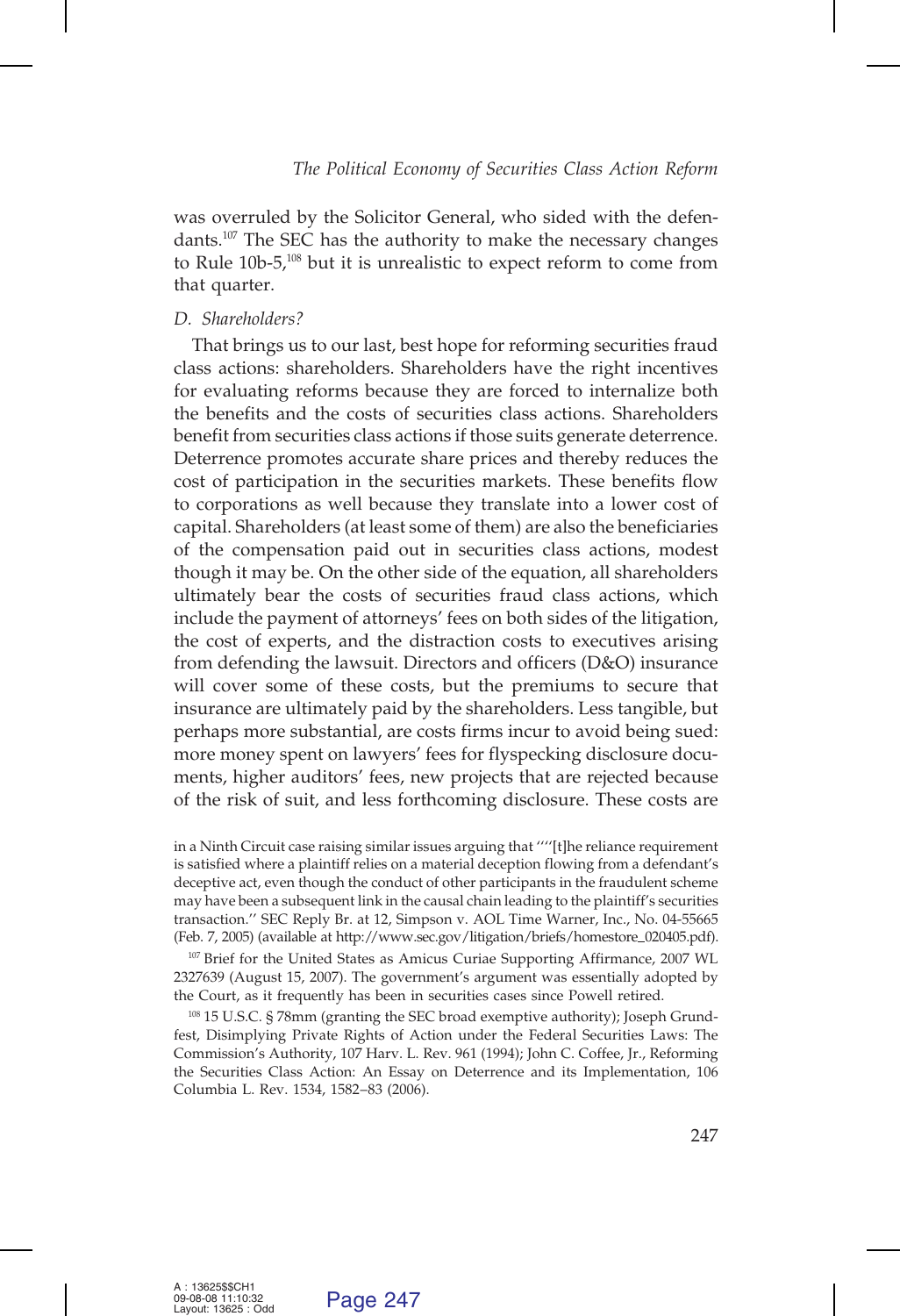was overruled by the Solicitor General, who sided with the defendants.[107] The SEC has the authority to make the necessary changes to Rule 10b-5,[108] but it is unrealistic to expect reform to come from that quarter.

### *D. Shareholders?*

That brings us to our last, best hope for reforming securities fraud class actions: shareholders. Shareholders have the right incentives for evaluating reforms because they are forced to internalize both the benefits and the costs of securities class actions. Shareholders benefit from securities class actions if those suits generate deterrence. Deterrence promotes accurate share prices and thereby reduces the cost of participation in the securities markets. These benefits flow to corporations as well because they translate into a lower cost of capital. Shareholders (at least some of them) are also the beneficiaries of the compensation paid out in securities class actions, modest though it may be. On the other side of the equation, all shareholders ultimately bear the costs of securities fraud class actions, which include the payment of attorneys' fees on both sides of the litigation, the cost of experts, and the distraction costs to executives arising from defending the lawsuit. Directors and officers (D&O) insurance will cover some of these costs, but the premiums to secure that insurance are ultimately paid by the shareholders. Less tangible, but perhaps more substantial, are costs firms incur to avoid being sued: more money spent on lawyers' fees for flyspecking disclosure documents, higher auditors' fees, new projects that are rejected because of the risk of suit, and less forthcoming disclosure. These costs are

in a Ninth Circuit case raising similar issues arguing that ''''[t]he reliance requirement is satisfied where a plaintiff relies on a material deception flowing from a defendant's deceptive act, even though the conduct of other participants in the fraudulent scheme may have been a subsequent link in the causal chain leading to the plaintiff's securities transaction.'' SEC Reply Br. at 12, Simpson v. AOL Time Warner, Inc., No. 04-55665 (Feb. 7, 2005) (available at http://www.sec.gov/litigation/briefs/homestore_020405.pdf).

[107] Brief for the United States as Amicus Curiae Supporting Affirmance, 2007 WL 2327639 (August 15, 2007). The government's argument was essentially adopted by the Court, as it frequently has been in securities cases since Powell retired.

[108] 15 U.S.C. § 78mm (granting the SEC broad exemptive authority); Joseph Grundfest, Disimplying Private Rights of Action under the Federal Securities Laws: The Commission's Authority, 107 Harv. L. Rev. 961 (1994); John C. Coffee, Jr., Reforming the Securities Class Action: An Essay on Deterrence and its Implementation, 106 Columbia L. Rev. 1534, 1582–83 (2006).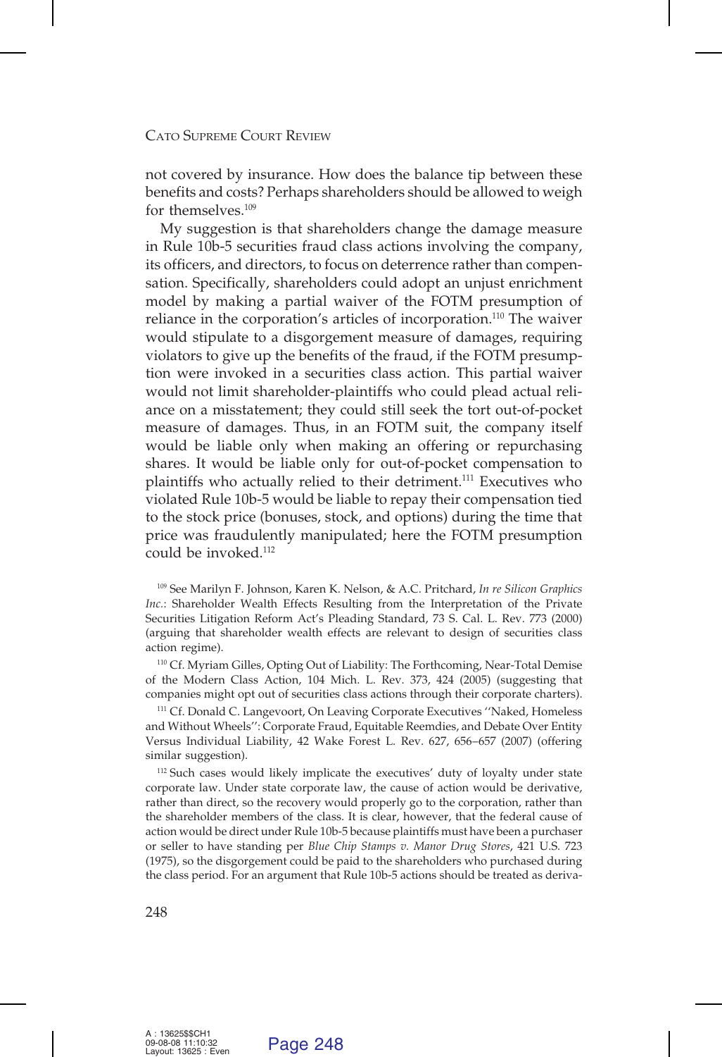not covered by insurance. How does the balance tip between these benefits and costs? Perhaps shareholders should be allowed to weigh for themselves.[109]

My suggestion is that shareholders change the damage measure in Rule 10b-5 securities fraud class actions involving the company, its officers, and directors, to focus on deterrence rather than compensation. Specifically, shareholders could adopt an unjust enrichment model by making a partial waiver of the FOTM presumption of reliance in the corporation's articles of incorporation.[110] The waiver would stipulate to a disgorgement measure of damages, requiring violators to give up the benefits of the fraud, if the FOTM presumption were invoked in a securities class action. This partial waiver would not limit shareholder-plaintiffs who could plead actual reliance on a misstatement; they could still seek the tort out-of-pocket measure of damages. Thus, in an FOTM suit, the company itself would be liable only when making an offering or repurchasing shares. It would be liable only for out-of-pocket compensation to plaintiffs who actually relied to their detriment.[111] Executives who violated Rule 10b-5 would be liable to repay their compensation tied to the stock price (bonuses, stock, and options) during the time that price was fraudulently manipulated; here the FOTM presumption could be invoked.[112]

[109] See Marilyn F. Johnson, Karen K. Nelson, & A.C. Pritchard, *In re Silicon Graphics Inc.*: Shareholder Wealth Effects Resulting from the Interpretation of the Private Securities Litigation Reform Act's Pleading Standard, 73 S. Cal. L. Rev. 773 (2000) (arguing that shareholder wealth effects are relevant to design of securities class action regime).

[110] Cf. Myriam Gilles, Opting Out of Liability: The Forthcoming, Near-Total Demise of the Modern Class Action, 104 Mich. L. Rev. 373, 424 (2005) (suggesting that companies might opt out of securities class actions through their corporate charters).

[111] Cf. Donald C. Langevoort, On Leaving Corporate Executives ''Naked, Homeless and Without Wheels'': Corporate Fraud, Equitable Reemdies, and Debate Over Entity Versus Individual Liability, 42 Wake Forest L. Rev. 627, 656–657 (2007) (offering similar suggestion).

[112] Such cases would likely implicate the executives' duty of loyalty under state corporate law. Under state corporate law, the cause of action would be derivative, rather than direct, so the recovery would properly go to the corporation, rather than the shareholder members of the class. It is clear, however, that the federal cause of action would be direct under Rule 10b-5 because plaintiffs must have been a purchaser or seller to have standing per *Blue Chip Stamps v. Manor Drug Stores*, 421 U.S. 723 (1975), so the disgorgement could be paid to the shareholders who purchased during the class period. For an argument that Rule 10b-5 actions should be treated as deriva-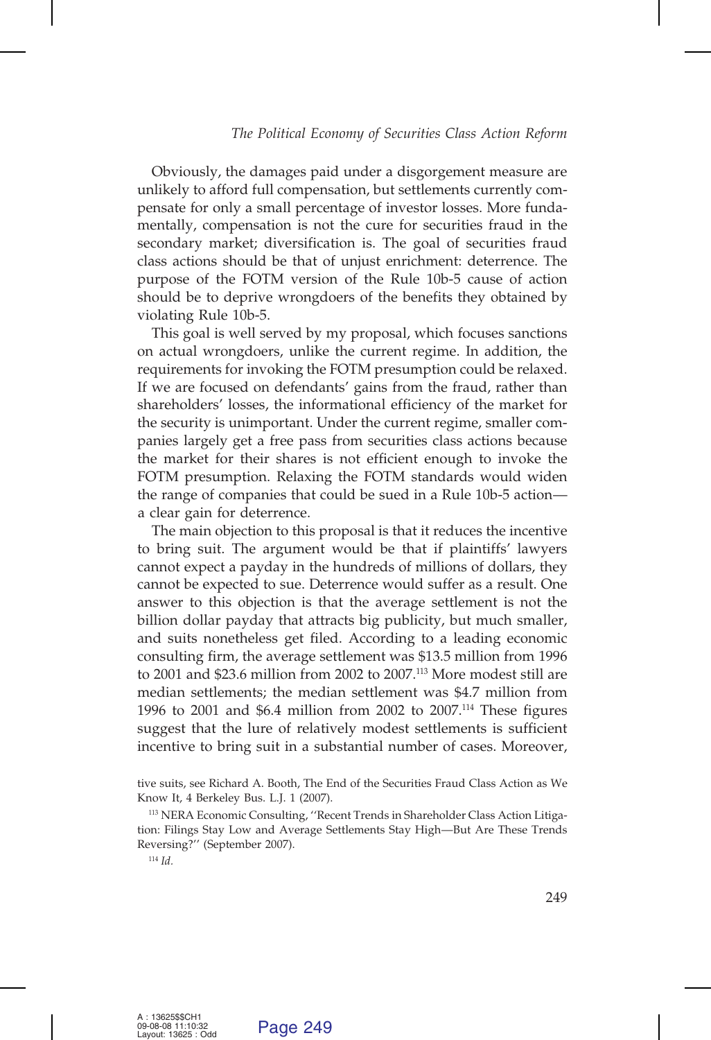Obviously, the damages paid under a disgorgement measure are unlikely to afford full compensation, but settlements currently compensate for only a small percentage of investor losses. More fundamentally, compensation is not the cure for securities fraud in the secondary market; diversification is. The goal of securities fraud class actions should be that of unjust enrichment: deterrence. The purpose of the FOTM version of the Rule 10b-5 cause of action should be to deprive wrongdoers of the benefits they obtained by violating Rule 10b-5.

This goal is well served by my proposal, which focuses sanctions on actual wrongdoers, unlike the current regime. In addition, the requirements for invoking the FOTM presumption could be relaxed. If we are focused on defendants' gains from the fraud, rather than shareholders' losses, the informational efficiency of the market for the security is unimportant. Under the current regime, smaller companies largely get a free pass from securities class actions because the market for their shares is not efficient enough to invoke the FOTM presumption. Relaxing the FOTM standards would widen the range of companies that could be sued in a Rule 10b-5 action—a clear gain for deterrence.

The main objection to this proposal is that it reduces the incentive to bring suit. The argument would be that if plaintiffs' lawyers cannot expect a payday in the hundreds of millions of dollars, they cannot be expected to sue. Deterrence would suffer as a result. One answer to this objection is that the average settlement is not the billion dollar payday that attracts big publicity, but much smaller, and suits nonetheless get filed. According to a leading economic consulting firm, the average settlement was $13.5 million from 1996 to 2001 and $23.6 million from 2002 to 2007.[113] More modest still are median settlements; the median settlement was $4.7 million from 1996 to 2001 and $6.4 million from 2002 to 2007.[114] These figures suggest that the lure of relatively modest settlements is sufficient incentive to bring suit in a substantial number of cases. Moreover,

tive suits, see Richard A. Booth, The End of the Securities Fraud Class Action as We Know It, 4 Berkeley Bus. L.J. 1 (2007).

[113] NERA Economic Consulting, ''Recent Trends in Shareholder Class Action Litigation: Filings Stay Low and Average Settlements Stay High—But Are These Trends Reversing?'' (September 2007).

[114] *Id*.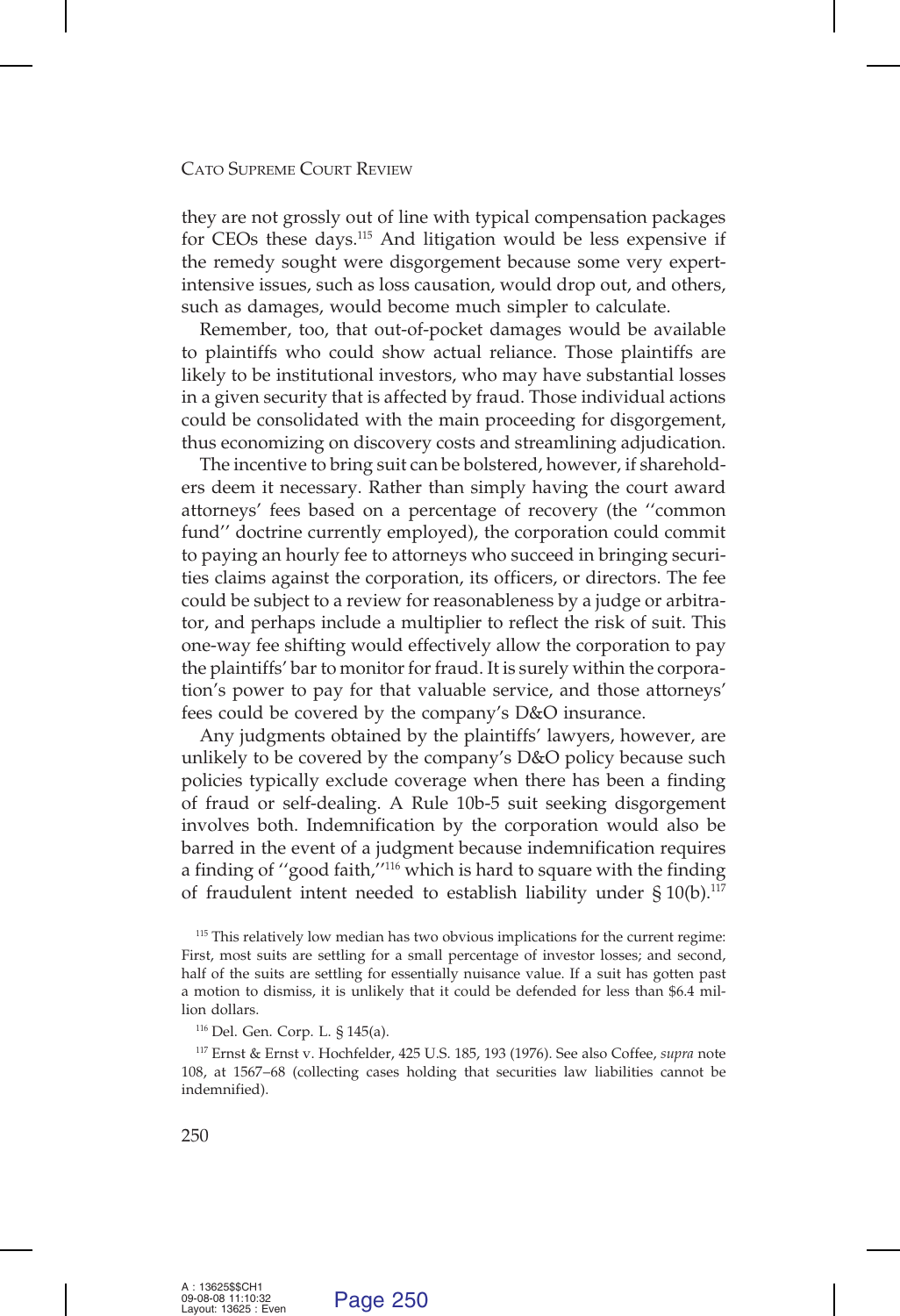they are not grossly out of line with typical compensation packages for CEOs these days.[115] And litigation would be less expensive if the remedy sought were disgorgement because some very expert-intensive issues, such as loss causation, would drop out, and others, such as damages, would become much simpler to calculate.

Remember, too, that out-of-pocket damages would be available to plaintiffs who could show actual reliance. Those plaintiffs are likely to be institutional investors, who may have substantial losses in a given security that is affected by fraud. Those individual actions could be consolidated with the main proceeding for disgorgement, thus economizing on discovery costs and streamlining adjudication.

The incentive to bring suit can be bolstered, however, if shareholders deem it necessary. Rather than simply having the court award attorneys' fees based on a percentage of recovery (the ''common fund'' doctrine currently employed), the corporation could commit to paying an hourly fee to attorneys who succeed in bringing securities claims against the corporation, its officers, or directors. The fee could be subject to a review for reasonableness by a judge or arbitrator, and perhaps include a multiplier to reflect the risk of suit. This one-way fee shifting would effectively allow the corporation to pay the plaintiffs' bar to monitor for fraud. It is surely within the corporation's power to pay for that valuable service, and those attorneys' fees could be covered by the company's D&O insurance.

Any judgments obtained by the plaintiffs' lawyers, however, are unlikely to be covered by the company's D&O policy because such policies typically exclude coverage when there has been a finding of fraud or self-dealing. A Rule 10b-5 suit seeking disgorgement involves both. Indemnification by the corporation would also be barred in the event of a judgment because indemnification requires a finding of ''good faith,''[116] which is hard to square with the finding of fraudulent intent needed to establish liability under § 10(b).[117]

[115] This relatively low median has two obvious implications for the current regime: First, most suits are settling for a small percentage of investor losses; and second, half of the suits are settling for essentially nuisance value. If a suit has gotten past a motion to dismiss, it is unlikely that it could be defended for less than $6.4 million dollars.

[116] Del. Gen. Corp. L. § 145(a).

[117] Ernst & Ernst v. Hochfelder, 425 U.S. 185, 193 (1976). See also Coffee, *supra* note 108, at 1567–68 (collecting cases holding that securities law liabilities cannot be indemnified).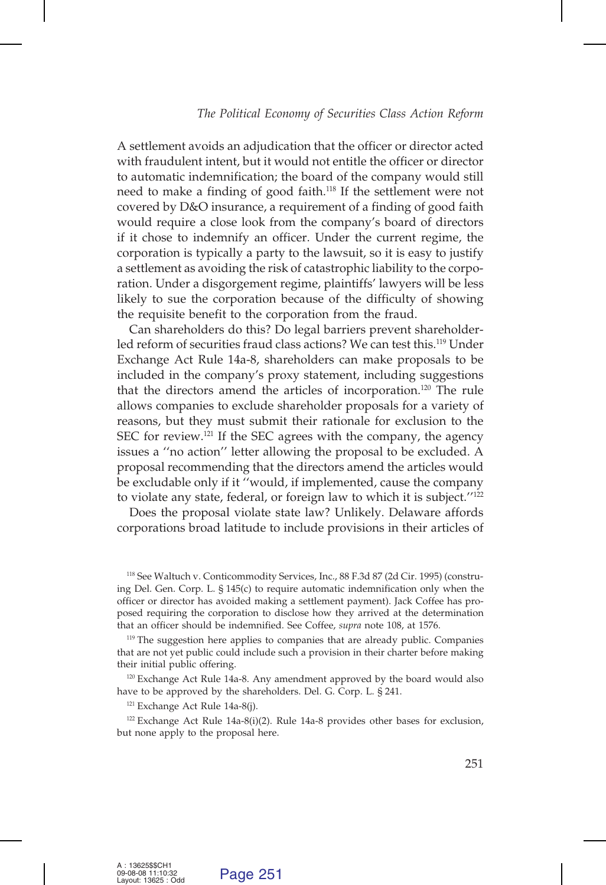A settlement avoids an adjudication that the officer or director acted with fraudulent intent, but it would not entitle the officer or director to automatic indemnification; the board of the company would still need to make a finding of good faith.[118] If the settlement were not covered by D&O insurance, a requirement of a finding of good faith would require a close look from the company's board of directors if it chose to indemnify an officer. Under the current regime, the corporation is typically a party to the lawsuit, so it is easy to justify a settlement as avoiding the risk of catastrophic liability to the corporation. Under a disgorgement regime, plaintiffs' lawyers will be less likely to sue the corporation because of the difficulty of showing the requisite benefit to the corporation from the fraud.

Can shareholders do this? Do legal barriers prevent shareholder-led reform of securities fraud class actions? We can test this.[119] Under Exchange Act Rule 14a-8, shareholders can make proposals to be included in the company's proxy statement, including suggestions that the directors amend the articles of incorporation.[120] The rule allows companies to exclude shareholder proposals for a variety of reasons, but they must submit their rationale for exclusion to the SEC for review.[121] If the SEC agrees with the company, the agency issues a "no action" letter allowing the proposal to be excluded. A proposal recommending that the directors amend the articles would be excludable only if it "would, if implemented, cause the company to violate any state, federal, or foreign law to which it is subject."[122]

Does the proposal violate state law? Unlikely. Delaware affords corporations broad latitude to include provisions in their articles of

[118] See Waltuch v. Conticommodity Services, Inc., 88 F.3d 87 (2d Cir. 1995) (construing Del. Gen. Corp. L. § 145(c) to require automatic indemnification only when the officer or director has avoided making a settlement payment). Jack Coffee has proposed requiring the corporation to disclose how they arrived at the determination that an officer should be indemnified. See Coffee, *supra* note 108, at 1576.

[119] The suggestion here applies to companies that are already public. Companies that are not yet public could include such a provision in their charter before making their initial public offering.

[120] Exchange Act Rule 14a-8. Any amendment approved by the board would also have to be approved by the shareholders. Del. G. Corp. L. § 241.

[121] Exchange Act Rule 14a-8(j).

[122] Exchange Act Rule 14a-8(i)(2). Rule 14a-8 provides other bases for exclusion, but none apply to the proposal here.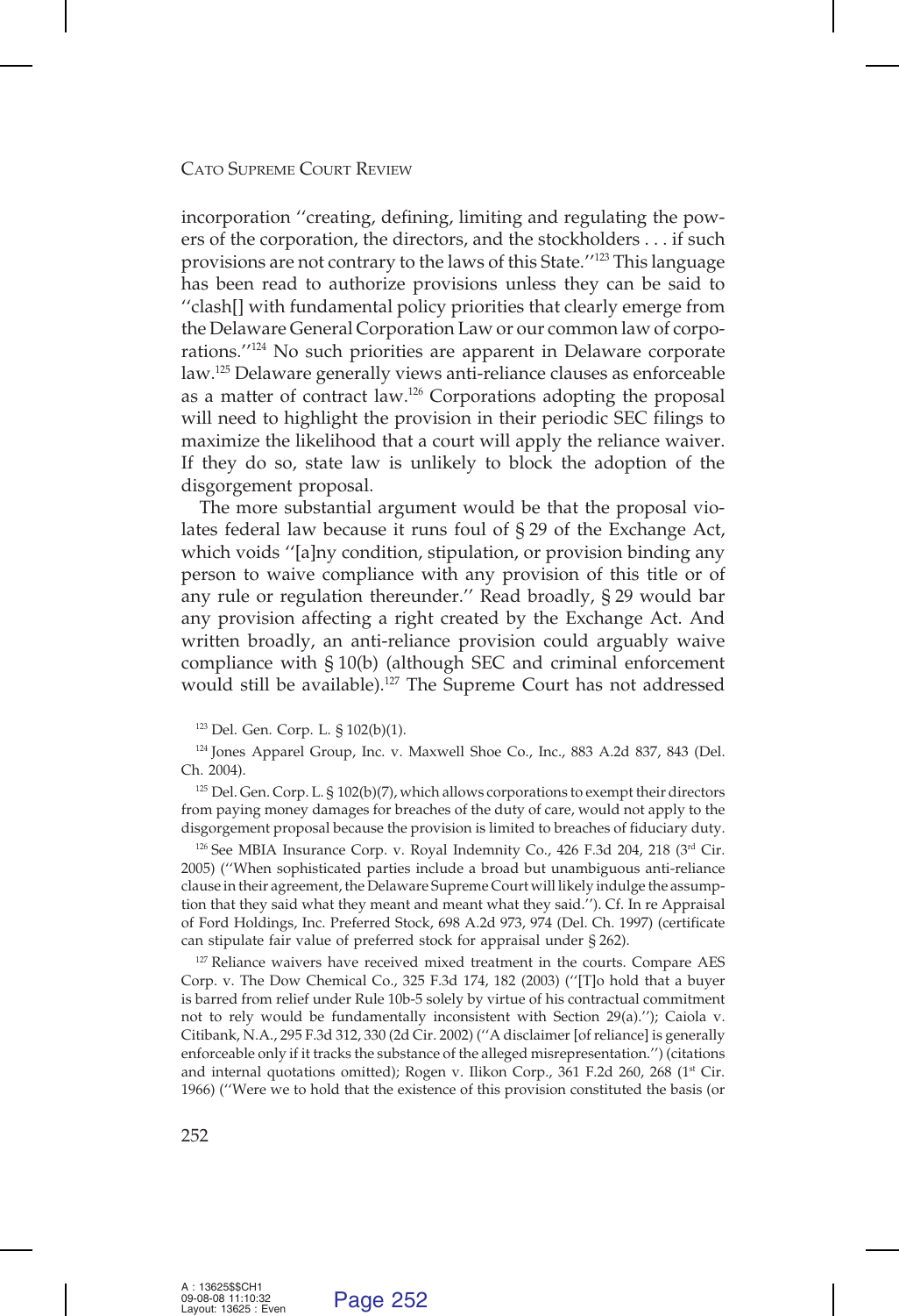incorporation "creating, defining, limiting and regulating the powers of the corporation, the directors, and the stockholders . . . if such provisions are not contrary to the laws of this State."[123] This language has been read to authorize provisions unless they can be said to "clash[] with fundamental policy priorities that clearly emerge from the Delaware General Corporation Law or our common law of corporations."[124] No such priorities are apparent in Delaware corporate law.[125] Delaware generally views anti-reliance clauses as enforceable as a matter of contract law.[126] Corporations adopting the proposal will need to highlight the provision in their periodic SEC filings to maximize the likelihood that a court will apply the reliance waiver. If they do so, state law is unlikely to block the adoption of the disgorgement proposal.

The more substantial argument would be that the proposal violates federal law because it runs foul of § 29 of the Exchange Act, which voids "[a]ny condition, stipulation, or provision binding any person to waive compliance with any provision of this title or of any rule or regulation thereunder." Read broadly, § 29 would bar any provision affecting a right created by the Exchange Act. And written broadly, an anti-reliance provision could arguably waive compliance with § 10(b) (although SEC and criminal enforcement would still be available).[127] The Supreme Court has not addressed

[123] Del. Gen. Corp. L. § 102(b)(1).

[124] Jones Apparel Group, Inc. v. Maxwell Shoe Co., Inc., 883 A.2d 837, 843 (Del. Ch. 2004).

[125] Del. Gen. Corp. L. § 102(b)(7), which allows corporations to exempt their directors from paying money damages for breaches of the duty of care, would not apply to the disgorgement proposal because the provision is limited to breaches of fiduciary duty.

[126] See MBIA Insurance Corp. v. Royal Indemnity Co., 426 F.3d 204, 218 (3rd Cir. 2005) ("When sophisticated parties include a broad but unambiguous anti-reliance clause in their agreement, the Delaware Supreme Court will likely indulge the assumption that they said what they meant and meant what they said."). Cf. In re Appraisal of Ford Holdings, Inc. Preferred Stock, 698 A.2d 973, 974 (Del. Ch. 1997) (certificate can stipulate fair value of preferred stock for appraisal under § 262).

[127] Reliance waivers have received mixed treatment in the courts. Compare AES Corp. v. The Dow Chemical Co., 325 F.3d 174, 182 (2003) ("[T]o hold that a buyer is barred from relief under Rule 10b-5 solely by virtue of his contractual commitment not to rely would be fundamentally inconsistent with Section 29(a)."); Caiola v. Citibank, N.A., 295 F.3d 312, 330 (2d Cir. 2002) ("A disclaimer [of reliance] is generally enforceable only if it tracks the substance of the alleged misrepresentation.") (citations and internal quotations omitted); Rogen v. Ilikon Corp., 361 F.2d 260, 268 (1st Cir. 1966) ("Were we to hold that the existence of this provision constituted the basis (or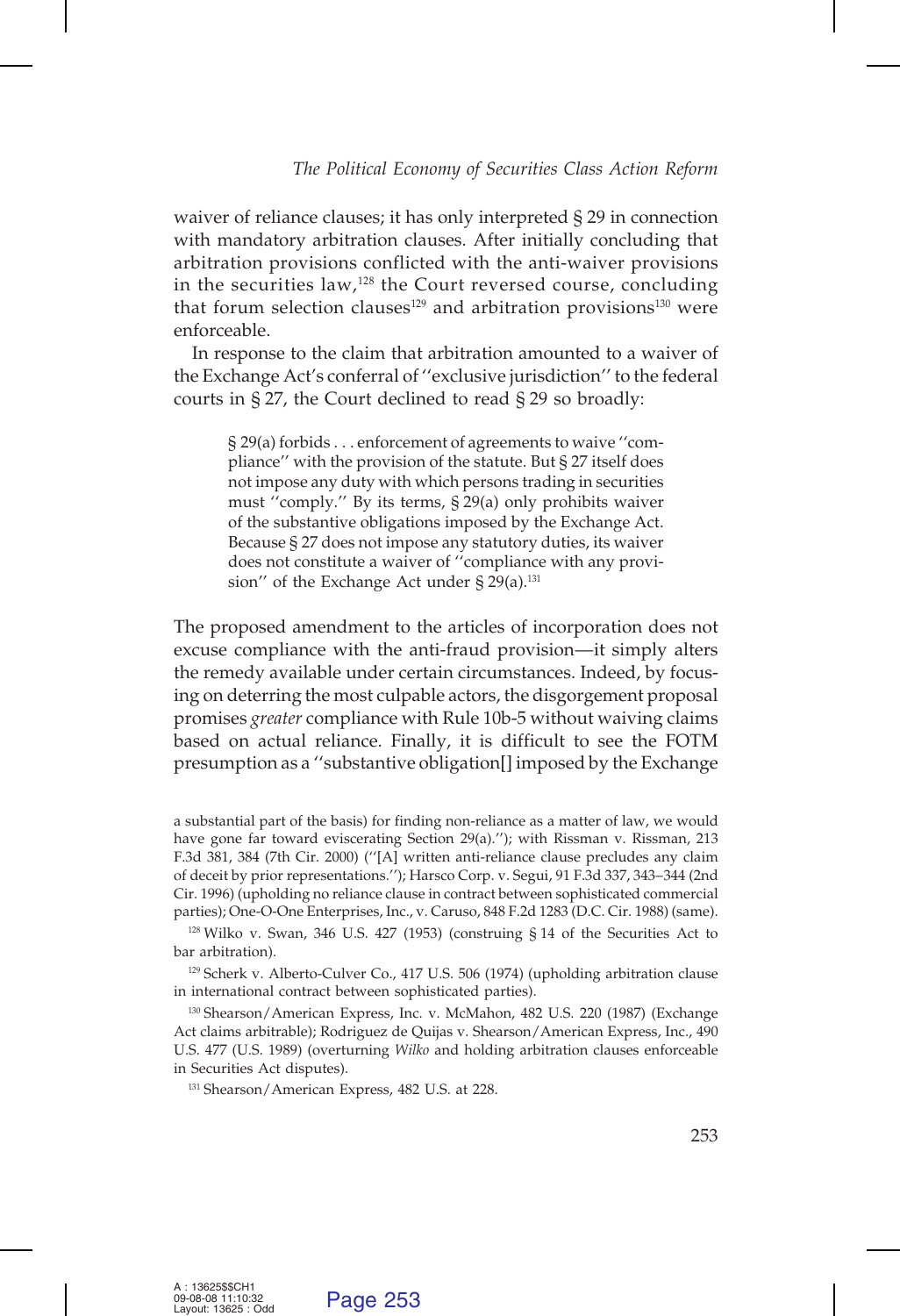waiver of reliance clauses; it has only interpreted § 29 in connection with mandatory arbitration clauses. After initially concluding that arbitration provisions conflicted with the anti-waiver provisions in the securities law,[128] the Court reversed course, concluding that forum selection clauses[129] and arbitration provisions[130] were enforceable.

In response to the claim that arbitration amounted to a waiver of the Exchange Act's conferral of ''exclusive jurisdiction'' to the federal courts in § 27, the Court declined to read § 29 so broadly:

> § 29(a) forbids . . . enforcement of agreements to waive ''compliance'' with the provision of the statute. But § 27 itself does not impose any duty with which persons trading in securities must ''comply.'' By its terms, § 29(a) only prohibits waiver of the substantive obligations imposed by the Exchange Act. Because § 27 does not impose any statutory duties, its waiver does not constitute a waiver of ''compliance with any provision'' of the Exchange Act under § 29(a).[131]

The proposed amendment to the articles of incorporation does not excuse compliance with the anti-fraud provision—it simply alters the remedy available under certain circumstances. Indeed, by focusing on deterring the most culpable actors, the disgorgement proposal promises *greater* compliance with Rule 10b-5 without waiving claims based on actual reliance. Finally, it is difficult to see the FOTM presumption as a ''substantive obligation[] imposed by the Exchange

---

a substantial part of the basis) for finding non-reliance as a matter of law, we would have gone far toward eviscerating Section 29(a).''); with Rissman v. Rissman, 213 F.3d 381, 384 (7th Cir. 2000) (''[A] written anti-reliance clause precludes any claim of deceit by prior representations.''); Harsco Corp. v. Segui, 91 F.3d 337, 343–344 (2nd Cir. 1996) (upholding no reliance clause in contract between sophisticated commercial parties); One-O-One Enterprises, Inc., v. Caruso, 848 F.2d 1283 (D.C. Cir. 1988) (same).

[128] Wilko v. Swan, 346 U.S. 427 (1953) (construing § 14 of the Securities Act to bar arbitration).

[129] Scherk v. Alberto-Culver Co., 417 U.S. 506 (1974) (upholding arbitration clause in international contract between sophisticated parties).

[130] Shearson/American Express, Inc. v. McMahon, 482 U.S. 220 (1987) (Exchange Act claims arbitrable); Rodriguez de Quijas v. Shearson/American Express, Inc., 490 U.S. 477 (U.S. 1989) (overturning *Wilko* and holding arbitration clauses enforceable in Securities Act disputes).

[131] Shearson/American Express, 482 U.S. at 228.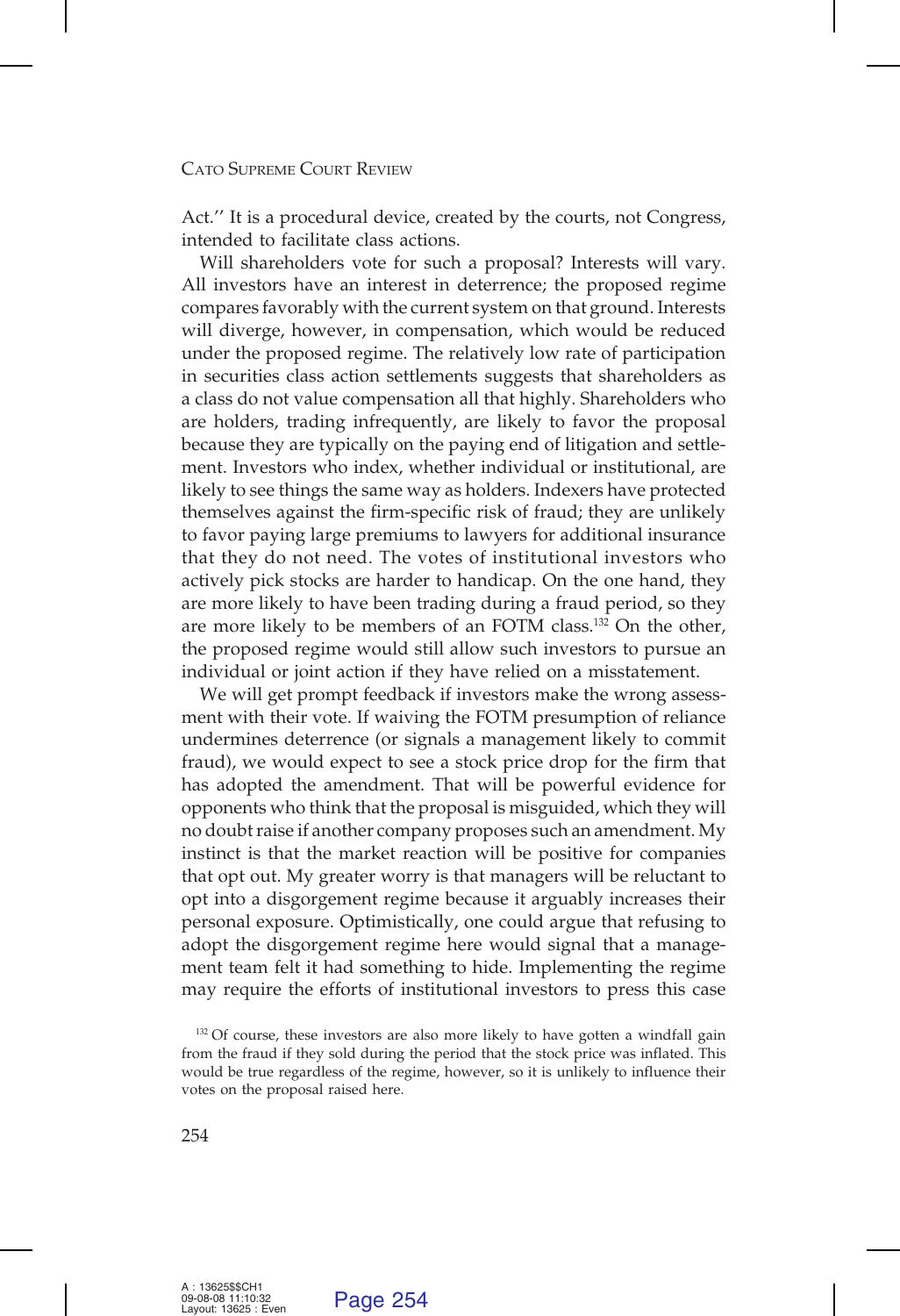Act.'' It is a procedural device, created by the courts, not Congress, intended to facilitate class actions.

Will shareholders vote for such a proposal? Interests will vary. All investors have an interest in deterrence; the proposed regime compares favorably with the current system on that ground. Interests will diverge, however, in compensation, which would be reduced under the proposed regime. The relatively low rate of participation in securities class action settlements suggests that shareholders as a class do not value compensation all that highly. Shareholders who are holders, trading infrequently, are likely to favor the proposal because they are typically on the paying end of litigation and settlement. Investors who index, whether individual or institutional, are likely to see things the same way as holders. Indexers have protected themselves against the firm-specific risk of fraud; they are unlikely to favor paying large premiums to lawyers for additional insurance that they do not need. The votes of institutional investors who actively pick stocks are harder to handicap. On the one hand, they are more likely to have been trading during a fraud period, so they are more likely to be members of an FOTM class.[132] On the other, the proposed regime would still allow such investors to pursue an individual or joint action if they have relied on a misstatement.

We will get prompt feedback if investors make the wrong assessment with their vote. If waiving the FOTM presumption of reliance undermines deterrence (or signals a management likely to commit fraud), we would expect to see a stock price drop for the firm that has adopted the amendment. That will be powerful evidence for opponents who think that the proposal is misguided, which they will no doubt raise if another company proposes such an amendment. My instinct is that the market reaction will be positive for companies that opt out. My greater worry is that managers will be reluctant to opt into a disgorgement regime because it arguably increases their personal exposure. Optimistically, one could argue that refusing to adopt the disgorgement regime here would signal that a management team felt it had something to hide. Implementing the regime may require the efforts of institutional investors to press this case

[132] Of course, these investors are also more likely to have gotten a windfall gain from the fraud if they sold during the period that the stock price was inflated. This would be true regardless of the regime, however, so it is unlikely to influence their votes on the proposal raised here.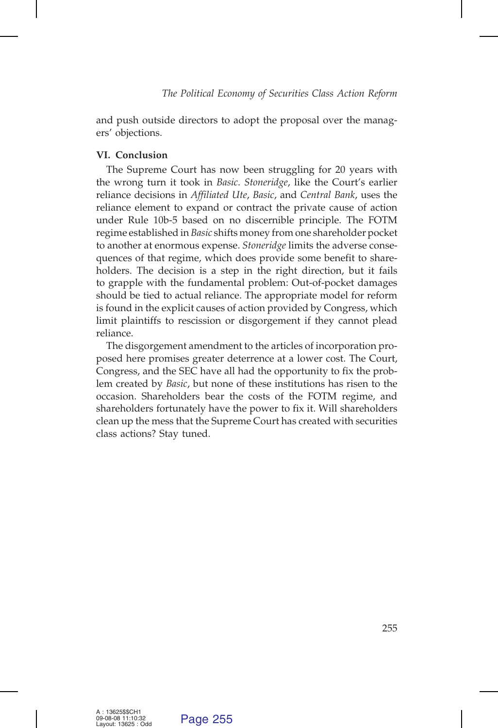and push outside directors to adopt the proposal over the managers' objections.

### VI. Conclusion

The Supreme Court has now been struggling for 20 years with the wrong turn it took in *Basic*. *Stoneridge*, like the Court's earlier reliance decisions in *Affiliated Ute*, *Basic*, and *Central Bank*, uses the reliance element to expand or contract the private cause of action under Rule 10b-5 based on no discernible principle. The FOTM regime established in *Basic* shifts money from one shareholder pocket to another at enormous expense. *Stoneridge* limits the adverse consequences of that regime, which does provide some benefit to shareholders. The decision is a step in the right direction, but it fails to grapple with the fundamental problem: Out-of-pocket damages should be tied to actual reliance. The appropriate model for reform is found in the explicit causes of action provided by Congress, which limit plaintiffs to rescission or disgorgement if they cannot plead reliance.

The disgorgement amendment to the articles of incorporation proposed here promises greater deterrence at a lower cost. The Court, Congress, and the SEC have all had the opportunity to fix the problem created by *Basic*, but none of these institutions has risen to the occasion. Shareholders bear the costs of the FOTM regime, and shareholders fortunately have the power to fix it. Will shareholders clean up the mess that the Supreme Court has created with securities class actions? Stay tuned.